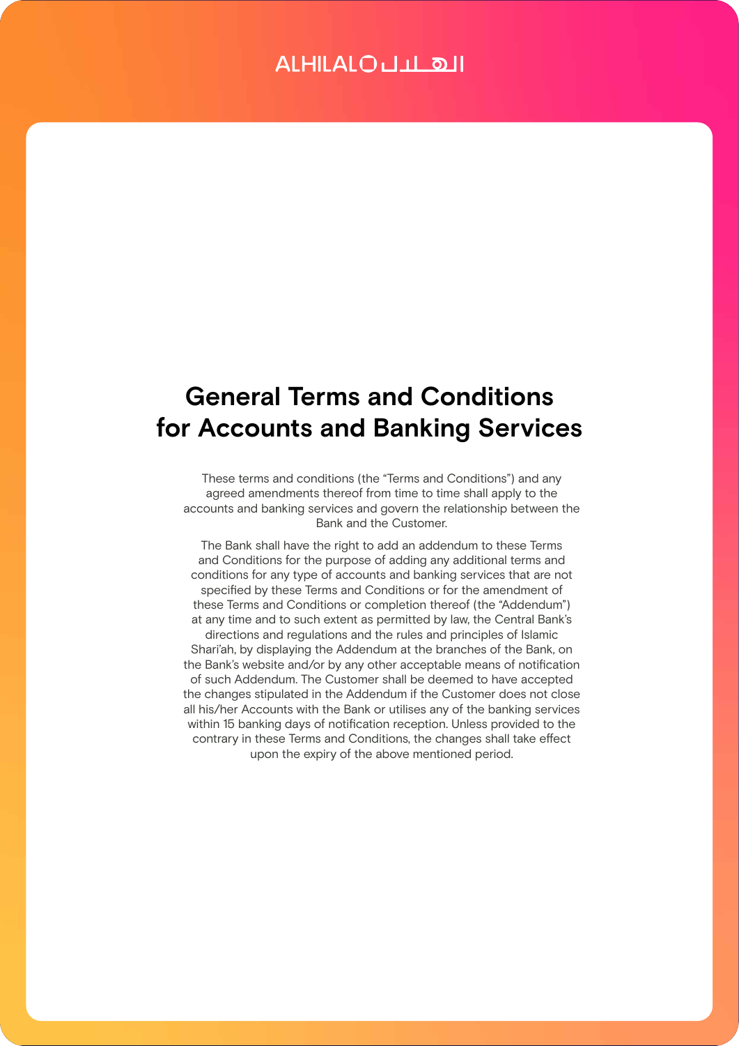ALHILAL الهلال

# General Terms and Conditions for Accounts and Banking Services

These terms and conditions (the "Terms and Conditions") and any agreed amendments thereof from time to time shall apply to the accounts and banking services and govern the relationship between the Bank and the Customer.

The Bank shall have the right to add an addendum to these Terms and Conditions for the purpose of adding any additional terms and conditions for any type of accounts and banking services that are not specified by these Terms and Conditions or for the amendment of these Terms and Conditions or completion thereof (the "Addendum") at any time and to such extent as permitted by law, the Central Bank's directions and regulations and the rules and principles of Islamic Shari'ah, by displaying the Addendum at the branches of the Bank, on the Bank's website and/or by any other acceptable means of notification of such Addendum. The Customer shall be deemed to have accepted the changes stipulated in the Addendum if the Customer does not close all his/her Accounts with the Bank or utilises any of the banking services within 15 banking days of notification reception. Unless provided to the contrary in these Terms and Conditions, the changes shall take effect upon the expiry of the above mentioned period.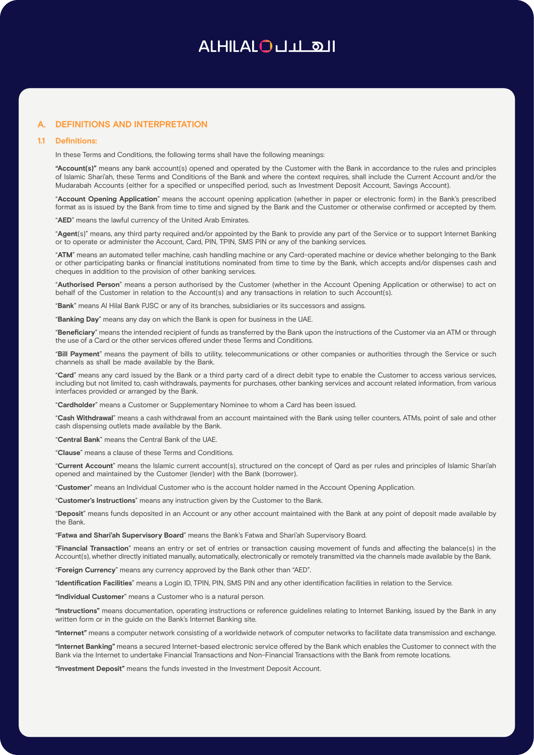## A. DEFINITIONS AND INTERPRETATION

### 1.1 Definitions:

In these Terms and Conditions, the following terms shall have the following meanings:

**"Account(s)"** means any bank account(s) opened and operated by the Customer with the Bank in accordance to the rules and principles of Islamic Shari'ah, these Terms and Conditions of the Bank and where the context requires, shall include the Current Account and/or the Mudarabah Accounts (either for a specified or unspecified period, such as Investment Deposit Account, Savings Account).

"**Account Opening Application**" means the account opening application (whether in paper or electronic form) in the Bank's prescribed format as is issued by the Bank from time to time and signed by the Bank and the Customer or otherwise confirmed or accepted by them.

"**AED**" means the lawful currency of the United Arab Emirates.

"**Agent**(s)" means, any third party required and/or appointed by the Bank to provide any part of the Service or to support Internet Banking or to operate or administer the Account, Card, PIN, TPIN, SMS PIN or any of the banking services.

"**ATM**" means an automated teller machine, cash handling machine or any Card-operated machine or device whether belonging to the Bank or other participating banks or financial institutions nominated from time to time by the Bank, which accepts and/or dispenses cash and cheques in addition to the provision of other banking services.

"**Authorised Person**" means a person authorised by the Customer (whether in the Account Opening Application or otherwise) to act on behalf of the Customer in relation to the Account(s) and any transactions in relation to such Account(s).

"**Bank**" means Al Hilal Bank PJSC or any of its branches, subsidiaries or its successors and assigns.

"**Banking Day**" means any day on which the Bank is open for business in the UAE.

"**Beneficiary**" means the intended recipient of funds as transferred by the Bank upon the instructions of the Customer via an ATM or through the use of a Card or the other services offered under these Terms and Conditions.

"**Bill Payment**" means the payment of bills to utility, telecommunications or other companies or authorities through the Service or such channels as shall be made available by the Bank.

"**Card**" means any card issued by the Bank or a third party card of a direct debit type to enable the Customer to access various services, including but not limited to, cash withdrawals, payments for purchases, other banking services and account related information, from various interfaces provided or arranged by the Bank.

"**Cardholder**" means a Customer or Supplementary Nominee to whom a Card has been issued.

"**Cash Withdrawal**" means a cash withdrawal from an account maintained with the Bank using teller counters, ATMs, point of sale and other cash dispensing outlets made available by the Bank.

"**Central Bank**" means the Central Bank of the UAE.

"**Clause**" means a clause of these Terms and Conditions.

"**Current Account**" means the Islamic current account(s), structured on the concept of Qard as per rules and principles of Islamic Shari'ah opened and maintained by the Customer (lender) with the Bank (borrower).

"**Customer**" means an Individual Customer who is the account holder named in the Account Opening Application.

"**Customer's Instructions**" means any instruction given by the Customer to the Bank.

"**Deposit**" means funds deposited in an Account or any other account maintained with the Bank at any point of deposit made available by the Bank.

"**Fatwa and Shari'ah Supervisory Board**" means the Bank's Fatwa and Shari'ah Supervisory Board.

"**Financial Transaction**" means an entry or set of entries or transaction causing movement of funds and affecting the balance(s) in the Account(s), whether directly initiated manually, automatically, electronically or remotely transmitted via the channels made available by the Bank.

"**Foreign Currency**" means any currency approved by the Bank other than "AED".

"**Identification Facilities**" means a Login ID, TPIN, PIN, SMS PIN and any other identification facilities in relation to the Service.

**"Individual Customer"** means a Customer who is a natural person.

**"Instructions"** means documentation, operating instructions or reference guidelines relating to Internet Banking, issued by the Bank in any written form or in the guide on the Bank's Internet Banking site.

**"Internet"** means a computer network consisting of a worldwide network of computer networks to facilitate data transmission and exchange.

**"Internet Banking"** means a secured Internet-based electronic service offered by the Bank which enables the Customer to connect with the Bank via the Internet to undertake Financial Transactions and Non-Financial Transactions with the Bank from remote locations.

**"Investment Deposit"** means the funds invested in the Investment Deposit Account.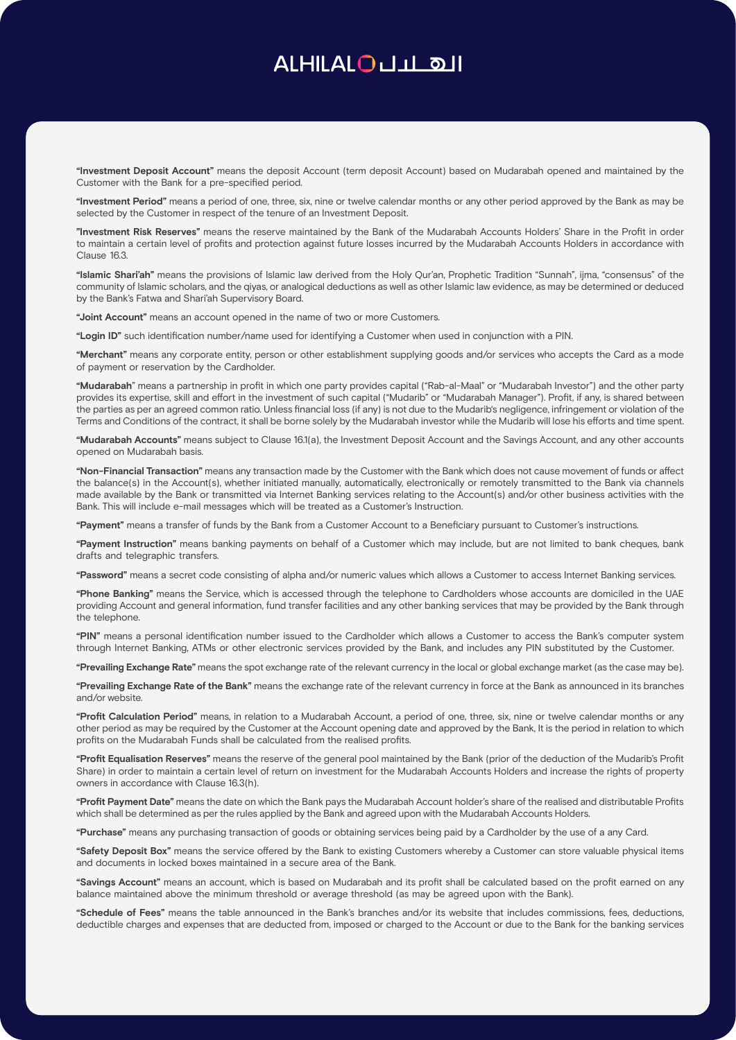**"Investment Deposit Account"** means the deposit Account (term deposit Account) based on Mudarabah opened and maintained by the Customer with the Bank for a pre-specified period.

**"Investment Period"** means a period of one, three, six, nine or twelve calendar months or any other period approved by the Bank as may be selected by the Customer in respect of the tenure of an Investment Deposit.

**"Investment Risk Reserves"** means the reserve maintained by the Bank of the Mudarabah Accounts Holders' Share in the Profit in order to maintain a certain level of profits and protection against future losses incurred by the Mudarabah Accounts Holders in accordance with Clause 16.3.

**"Islamic Shari'ah"** means the provisions of Islamic law derived from the Holy Qur'an, Prophetic Tradition "Sunnah", ijma, "consensus" of the community of Islamic scholars, and the qiyas, or analogical deductions as well as other Islamic law evidence, as may be determined or deduced by the Bank's Fatwa and Shari'ah Supervisory Board.

**"Joint Account"** means an account opened in the name of two or more Customers.

**"Login ID"** such identification number/name used for identifying a Customer when used in conjunction with a PIN.

**"Merchant"** means any corporate entity, person or other establishment supplying goods and/or services who accepts the Card as a mode of payment or reservation by the Cardholder.

**"Mudarabah**" means a partnership in profit in which one party provides capital ("Rab-al-Maal" or "Mudarabah Investor") and the other party provides its expertise, skill and effort in the investment of such capital ("Mudarib" or "Mudarabah Manager"). Profit, if any, is shared between the parties as per an agreed common ratio. Unless financial loss (if any) is not due to the Mudarib's negligence, infringement or violation of the Terms and Conditions of the contract, it shall be borne solely by the Mudarabah investor while the Mudarib will lose his efforts and time spent.

**"Mudarabah Accounts"** means subject to Clause 16.1(a), the Investment Deposit Account and the Savings Account, and any other accounts opened on Mudarabah basis.

**"Non-Financial Transaction"** means any transaction made by the Customer with the Bank which does not cause movement of funds or affect the balance(s) in the Account(s), whether initiated manually, automatically, electronically or remotely transmitted to the Bank via channels made available by the Bank or transmitted via Internet Banking services relating to the Account(s) and/or other business activities with the Bank. This will include e-mail messages which will be treated as a Customer's Instruction.

**"Payment"** means a transfer of funds by the Bank from a Customer Account to a Beneficiary pursuant to Customer's instructions.

**"Payment Instruction"** means banking payments on behalf of a Customer which may include, but are not limited to bank cheques, bank drafts and telegraphic transfers.

**"Password"** means a secret code consisting of alpha and/or numeric values which allows a Customer to access Internet Banking services.

**"Phone Banking"** means the Service, which is accessed through the telephone to Cardholders whose accounts are domiciled in the UAE providing Account and general information, fund transfer facilities and any other banking services that may be provided by the Bank through the telephone.

**"PIN"** means a personal identification number issued to the Cardholder which allows a Customer to access the Bank's computer system through Internet Banking, ATMs or other electronic services provided by the Bank, and includes any PIN substituted by the Customer.

**"Prevailing Exchange Rate"** means the spot exchange rate of the relevant currency in the local or global exchange market (as the case may be).

**"Prevailing Exchange Rate of the Bank"** means the exchange rate of the relevant currency in force at the Bank as announced in its branches and/or website.

**"Profit Calculation Period"** means, in relation to a Mudarabah Account, a period of one, three, six, nine or twelve calendar months or any other period as may be required by the Customer at the Account opening date and approved by the Bank, It is the period in relation to which profits on the Mudarabah Funds shall be calculated from the realised profits.

**"Profit Equalisation Reserves"** means the reserve of the general pool maintained by the Bank (prior of the deduction of the Mudarib's Profit Share) in order to maintain a certain level of return on investment for the Mudarabah Accounts Holders and increase the rights of property owners in accordance with Clause 16.3(h).

**"Profit Payment Date"** means the date on which the Bank pays the Mudarabah Account holder's share of the realised and distributable Profits which shall be determined as per the rules applied by the Bank and agreed upon with the Mudarabah Accounts Holders.

**"Purchase"** means any purchasing transaction of goods or obtaining services being paid by a Cardholder by the use of a any Card.

**"Safety Deposit Box"** means the service offered by the Bank to existing Customers whereby a Customer can store valuable physical items and documents in locked boxes maintained in a secure area of the Bank.

**"Savings Account"** means an account, which is based on Mudarabah and its profit shall be calculated based on the profit earned on any balance maintained above the minimum threshold or average threshold (as may be agreed upon with the Bank).

**"Schedule of Fees"** means the table announced in the Bank's branches and/or its website that includes commissions, fees, deductions, deductible charges and expenses that are deducted from, imposed or charged to the Account or due to the Bank for the banking services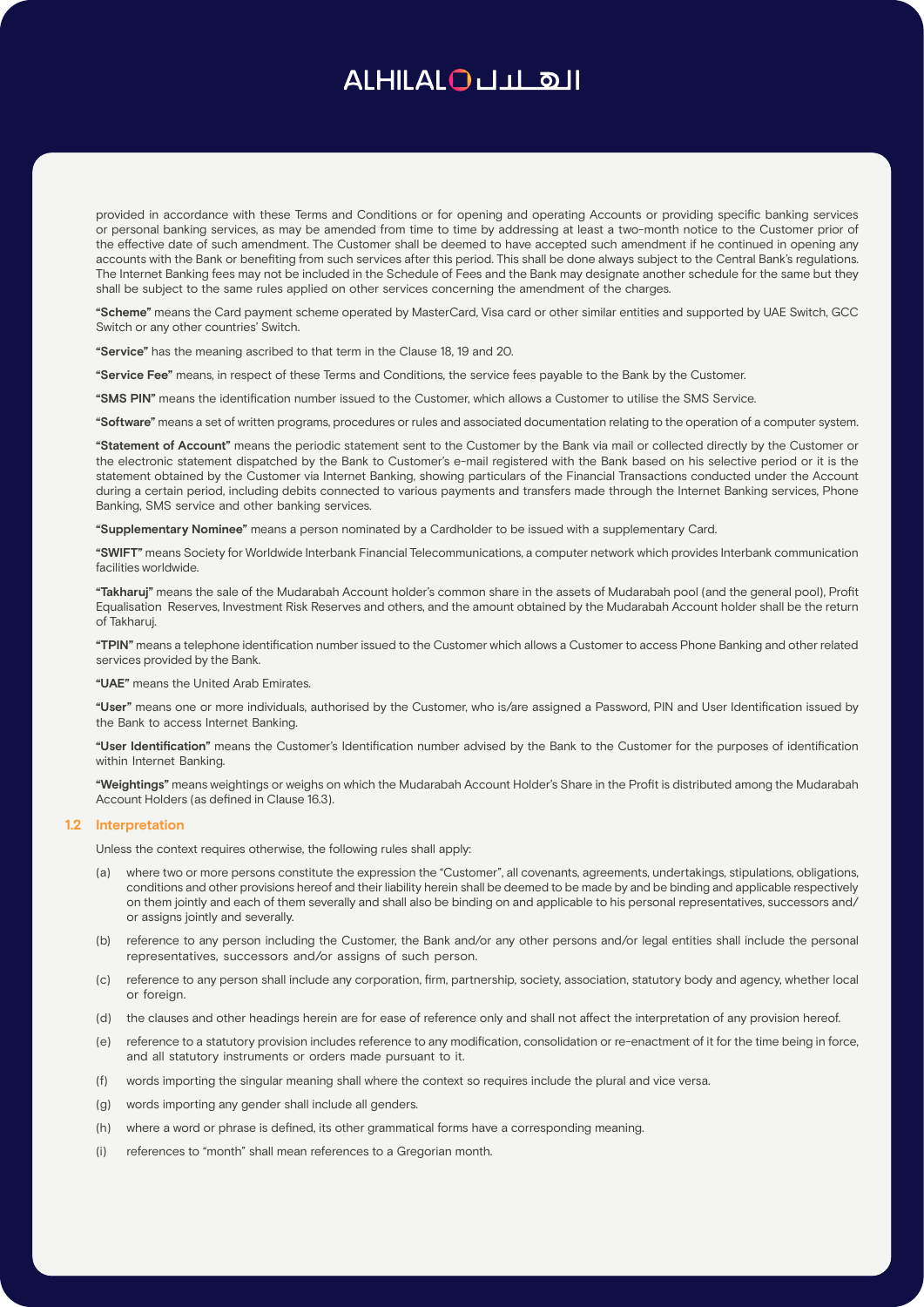provided in accordance with these Terms and Conditions or for opening and operating Accounts or providing specific banking services or personal banking services, as may be amended from time to time by addressing at least a two-month notice to the Customer prior of the effective date of such amendment. The Customer shall be deemed to have accepted such amendment if he continued in opening any accounts with the Bank or benefiting from such services after this period. This shall be done always subject to the Central Bank's regulations. The Internet Banking fees may not be included in the Schedule of Fees and the Bank may designate another schedule for the same but they shall be subject to the same rules applied on other services concerning the amendment of the charges.

**"Scheme"** means the Card payment scheme operated by MasterCard, Visa card or other similar entities and supported by UAE Switch, GCC Switch or any other countries' Switch.

**"Service"** has the meaning ascribed to that term in the Clause 18, 19 and 20.

**"Service Fee"** means, in respect of these Terms and Conditions, the service fees payable to the Bank by the Customer.

**"SMS PIN"** means the identification number issued to the Customer, which allows a Customer to utilise the SMS Service.

**"Software"** means a set of written programs, procedures or rules and associated documentation relating to the operation of a computer system.

**"Statement of Account"** means the periodic statement sent to the Customer by the Bank via mail or collected directly by the Customer or the electronic statement dispatched by the Bank to Customer's e-mail registered with the Bank based on his selective period or it is the statement obtained by the Customer via Internet Banking, showing particulars of the Financial Transactions conducted under the Account during a certain period, including debits connected to various payments and transfers made through the Internet Banking services, Phone Banking, SMS service and other banking services.

**"Supplementary Nominee"** means a person nominated by a Cardholder to be issued with a supplementary Card.

**"SWIFT"** means Society for Worldwide Interbank Financial Telecommunications, a computer network which provides Interbank communication facilities worldwide.

**"Takharuj"** means the sale of the Mudarabah Account holder's common share in the assets of Mudarabah pool (and the general pool), Profit Equalisation Reserves, Investment Risk Reserves and others, and the amount obtained by the Mudarabah Account holder shall be the return of Takharuj.

**"TPIN"** means a telephone identification number issued to the Customer which allows a Customer to access Phone Banking and other related services provided by the Bank.

**"UAE"** means the United Arab Emirates.

**"User"** means one or more individuals, authorised by the Customer, who is/are assigned a Password, PIN and User Identification issued by the Bank to access Internet Banking.

**"User Identification"** means the Customer's Identification number advised by the Bank to the Customer for the purposes of identification within Internet Banking.

**"Weightings"** means weightings or weighs on which the Mudarabah Account Holder's Share in the Profit is distributed among the Mudarabah Account Holders (as defined in Clause 16.3).

### 1.2 Interpretation

Unless the context requires otherwise, the following rules shall apply:

(a) where two or more persons constitute the expression the "Customer", all covenants, agreements, undertakings, stipulations, obligations, conditions and other provisions hereof and their liability herein shall be deemed to be made by and be binding and applicable respectively on them jointly and each of them severally and shall also be binding on and applicable to his personal representatives, successors and/or assigns jointly and severally.

(b) reference to any person including the Customer, the Bank and/or any other persons and/or legal entities shall include the personal representatives, successors and/or assigns of such person.

(c) reference to any person shall include any corporation, firm, partnership, society, association, statutory body and agency, whether local or foreign.

(d) the clauses and other headings herein are for ease of reference only and shall not affect the interpretation of any provision hereof.

(e) reference to a statutory provision includes reference to any modification, consolidation or re-enactment of it for the time being in force, and all statutory instruments or orders made pursuant to it.

(f) words importing the singular meaning shall where the context so requires include the plural and vice versa.

(g) words importing any gender shall include all genders.

(h) where a word or phrase is defined, its other grammatical forms have a corresponding meaning.

(i) references to "month" shall mean references to a Gregorian month.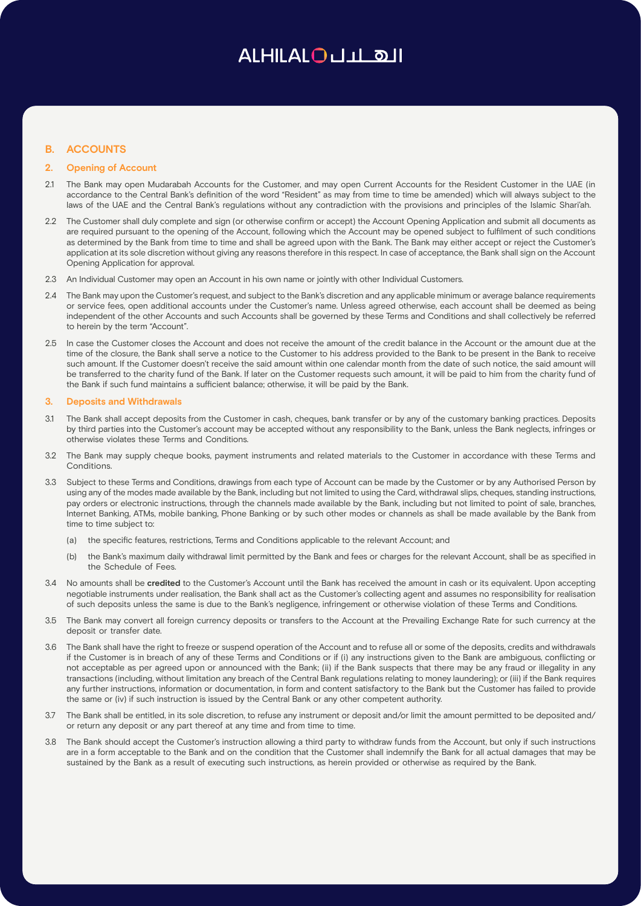## B. ACCOUNTS

### 2. Opening of Account

2.1 The Bank may open Mudarabah Accounts for the Customer, and may open Current Accounts for the Resident Customer in the UAE (in accordance to the Central Bank's definition of the word "Resident" as may from time to time be amended) which will always subject to the laws of the UAE and the Central Bank's regulations without any contradiction with the provisions and principles of the Islamic Shari'ah.

2.2 The Customer shall duly complete and sign (or otherwise confirm or accept) the Account Opening Application and submit all documents as are required pursuant to the opening of the Account, following which the Account may be opened subject to fulfilment of such conditions as determined by the Bank from time to time and shall be agreed upon with the Bank. The Bank may either accept or reject the Customer's application at its sole discretion without giving any reasons therefore in this respect. In case of acceptance, the Bank shall sign on the Account Opening Application for approval.

2.3 An Individual Customer may open an Account in his own name or jointly with other Individual Customers.

2.4 The Bank may upon the Customer's request, and subject to the Bank's discretion and any applicable minimum or average balance requirements or service fees, open additional accounts under the Customer's name. Unless agreed otherwise, each account shall be deemed as being independent of the other Accounts and such Accounts shall be governed by these Terms and Conditions and shall collectively be referred to herein by the term "Account".

2.5 In case the Customer closes the Account and does not receive the amount of the credit balance in the Account or the amount due at the time of the closure, the Bank shall serve a notice to the Customer to his address provided to the Bank to be present in the Bank to receive such amount. If the Customer doesn't receive the said amount within one calendar month from the date of such notice, the said amount will be transferred to the charity fund of the Bank. If later on the Customer requests such amount, it will be paid to him from the charity fund of the Bank if such fund maintains a sufficient balance; otherwise, it will be paid by the Bank.

### 3. Deposits and Withdrawals

3.1 The Bank shall accept deposits from the Customer in cash, cheques, bank transfer or by any of the customary banking practices. Deposits by third parties into the Customer's account may be accepted without any responsibility to the Bank, unless the Bank neglects, infringes or otherwise violates these Terms and Conditions.

3.2 The Bank may supply cheque books, payment instruments and related materials to the Customer in accordance with these Terms and Conditions.

3.3 Subject to these Terms and Conditions, drawings from each type of Account can be made by the Customer or by any Authorised Person by using any of the modes made available by the Bank, including but not limited to using the Card, withdrawal slips, cheques, standing instructions, pay orders or electronic instructions, through the channels made available by the Bank, including but not limited to point of sale, branches, Internet Banking, ATMs, mobile banking, Phone Banking or by such other modes or channels as shall be made available by the Bank from time to time subject to:

   (a) the specific features, restrictions, Terms and Conditions applicable to the relevant Account; and

   (b) the Bank's maximum daily withdrawal limit permitted by the Bank and fees or charges for the relevant Account, shall be as specified in the Schedule of Fees.

3.4 No amounts shall be **credited** to the Customer's Account until the Bank has received the amount in cash or its equivalent. Upon accepting negotiable instruments under realisation, the Bank shall act as the Customer's collecting agent and assumes no responsibility for realisation of such deposits unless the same is due to the Bank's negligence, infringement or otherwise violation of these Terms and Conditions.

3.5 The Bank may convert all foreign currency deposits or transfers to the Account at the Prevailing Exchange Rate for such currency at the deposit or transfer date.

3.6 The Bank shall have the right to freeze or suspend operation of the Account and to refuse all or some of the deposits, credits and withdrawals if the Customer is in breach of any of these Terms and Conditions or if (i) any instructions given to the Bank are ambiguous, conflicting or not acceptable as per agreed upon or announced with the Bank; (ii) if the Bank suspects that there may be any fraud or illegality in any transactions (including, without limitation any breach of the Central Bank regulations relating to money laundering); or (iii) if the Bank requires any further instructions, information or documentation, in form and content satisfactory to the Bank but the Customer has failed to provide the same or (iv) if such instruction is issued by the Central Bank or any other competent authority.

3.7 The Bank shall be entitled, in its sole discretion, to refuse any instrument or deposit and/or limit the amount permitted to be deposited and/ or return any deposit or any part thereof at any time and from time to time.

3.8 The Bank should accept the Customer's instruction allowing a third party to withdraw funds from the Account, but only if such instructions are in a form acceptable to the Bank and on the condition that the Customer shall indemnify the Bank for all actual damages that may be sustained by the Bank as a result of executing such instructions, as herein provided or otherwise as required by the Bank.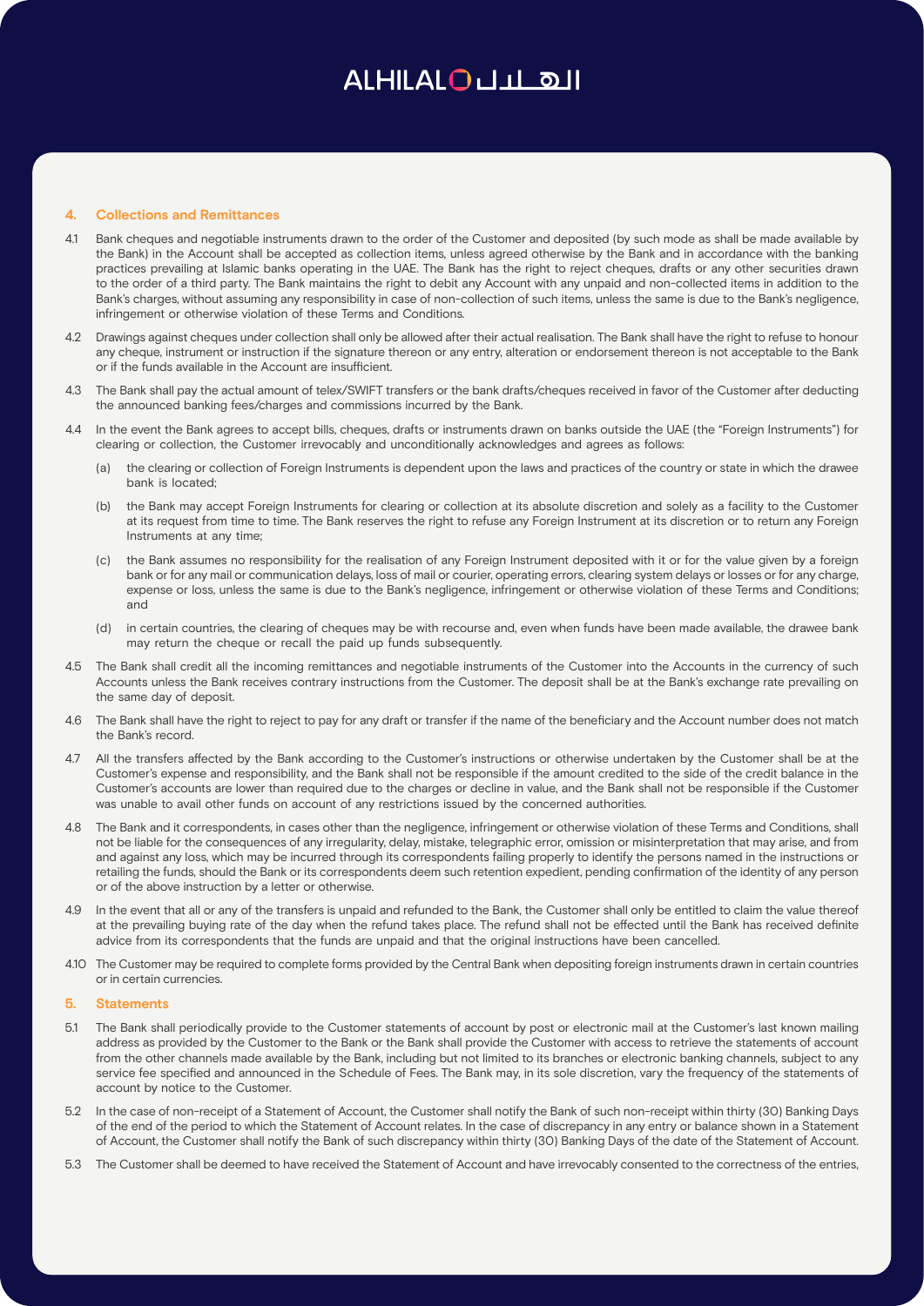## 4. Collections and Remittances

4.1 Bank cheques and negotiable instruments drawn to the order of the Customer and deposited (by such mode as shall be made available by the Bank) in the Account shall be accepted as collection items, unless agreed otherwise by the Bank and in accordance with the banking practices prevailing at Islamic banks operating in the UAE. The Bank has the right to reject cheques, drafts or any other securities drawn to the order of a third party. The Bank maintains the right to debit any Account with any unpaid and non-collected items in addition to the Bank's charges, without assuming any responsibility in case of non-collection of such items, unless the same is due to the Bank's negligence, infringement or otherwise violation of these Terms and Conditions.

4.2 Drawings against cheques under collection shall only be allowed after their actual realisation. The Bank shall have the right to refuse to honour any cheque, instrument or instruction if the signature thereon or any entry, alteration or endorsement thereon is not acceptable to the Bank or if the funds available in the Account are insufficient.

4.3 The Bank shall pay the actual amount of telex/SWIFT transfers or the bank drafts/cheques received in favor of the Customer after deducting the announced banking fees/charges and commissions incurred by the Bank.

4.4 In the event the Bank agrees to accept bills, cheques, drafts or instruments drawn on banks outside the UAE (the "Foreign Instruments") for clearing or collection, the Customer irrevocably and unconditionally acknowledges and agrees as follows:

(a) the clearing or collection of Foreign Instruments is dependent upon the laws and practices of the country or state in which the drawee bank is located;

(b) the Bank may accept Foreign Instruments for clearing or collection at its absolute discretion and solely as a facility to the Customer at its request from time to time. The Bank reserves the right to refuse any Foreign Instrument at its discretion or to return any Foreign Instruments at any time;

(c) the Bank assumes no responsibility for the realisation of any Foreign Instrument deposited with it or for the value given by a foreign bank or for any mail or communication delays, loss of mail or courier, operating errors, clearing system delays or losses or for any charge, expense or loss, unless the same is due to the Bank's negligence, infringement or otherwise violation of these Terms and Conditions; and

(d) in certain countries, the clearing of cheques may be with recourse and, even when funds have been made available, the drawee bank may return the cheque or recall the paid up funds subsequently.

4.5 The Bank shall credit all the incoming remittances and negotiable instruments of the Customer into the Accounts in the currency of such Accounts unless the Bank receives contrary instructions from the Customer. The deposit shall be at the Bank's exchange rate prevailing on the same day of deposit.

4.6 The Bank shall have the right to reject to pay for any draft or transfer if the name of the beneficiary and the Account number does not match the Bank's record.

4.7 All the transfers affected by the Bank according to the Customer's instructions or otherwise undertaken by the Customer shall be at the Customer's expense and responsibility, and the Bank shall not be responsible if the amount credited to the side of the credit balance in the Customer's accounts are lower than required due to the charges or decline in value, and the Bank shall not be responsible if the Customer was unable to avail other funds on account of any restrictions issued by the concerned authorities.

4.8 The Bank and it correspondents, in cases other than the negligence, infringement or otherwise violation of these Terms and Conditions, shall not be liable for the consequences of any irregularity, delay, mistake, telegraphic error, omission or misinterpretation that may arise, and from and against any loss, which may be incurred through its correspondents failing properly to identify the persons named in the instructions or retailing the funds, should the Bank or its correspondents deem such retention expedient, pending confirmation of the identity of any person or of the above instruction by a letter or otherwise.

4.9 In the event that all or any of the transfers is unpaid and refunded to the Bank, the Customer shall only be entitled to claim the value thereof at the prevailing buying rate of the day when the refund takes place. The refund shall not be effected until the Bank has received definite advice from its correspondents that the funds are unpaid and that the original instructions have been cancelled.

4.10 The Customer may be required to complete forms provided by the Central Bank when depositing foreign instruments drawn in certain countries or in certain currencies.

## 5. Statements

5.1 The Bank shall periodically provide to the Customer statements of account by post or electronic mail at the Customer's last known mailing address as provided by the Customer to the Bank or the Bank shall provide the Customer with access to retrieve the statements of account from the other channels made available by the Bank, including but not limited to its branches or electronic banking channels, subject to any service fee specified and announced in the Schedule of Fees. The Bank may, in its sole discretion, vary the frequency of the statements of account by notice to the Customer.

5.2 In the case of non-receipt of a Statement of Account, the Customer shall notify the Bank of such non-receipt within thirty (30) Banking Days of the end of the period to which the Statement of Account relates. In the case of discrepancy in any entry or balance shown in a Statement of Account, the Customer shall notify the Bank of such discrepancy within thirty (30) Banking Days of the date of the Statement of Account.

5.3 The Customer shall be deemed to have received the Statement of Account and have irrevocably consented to the correctness of the entries,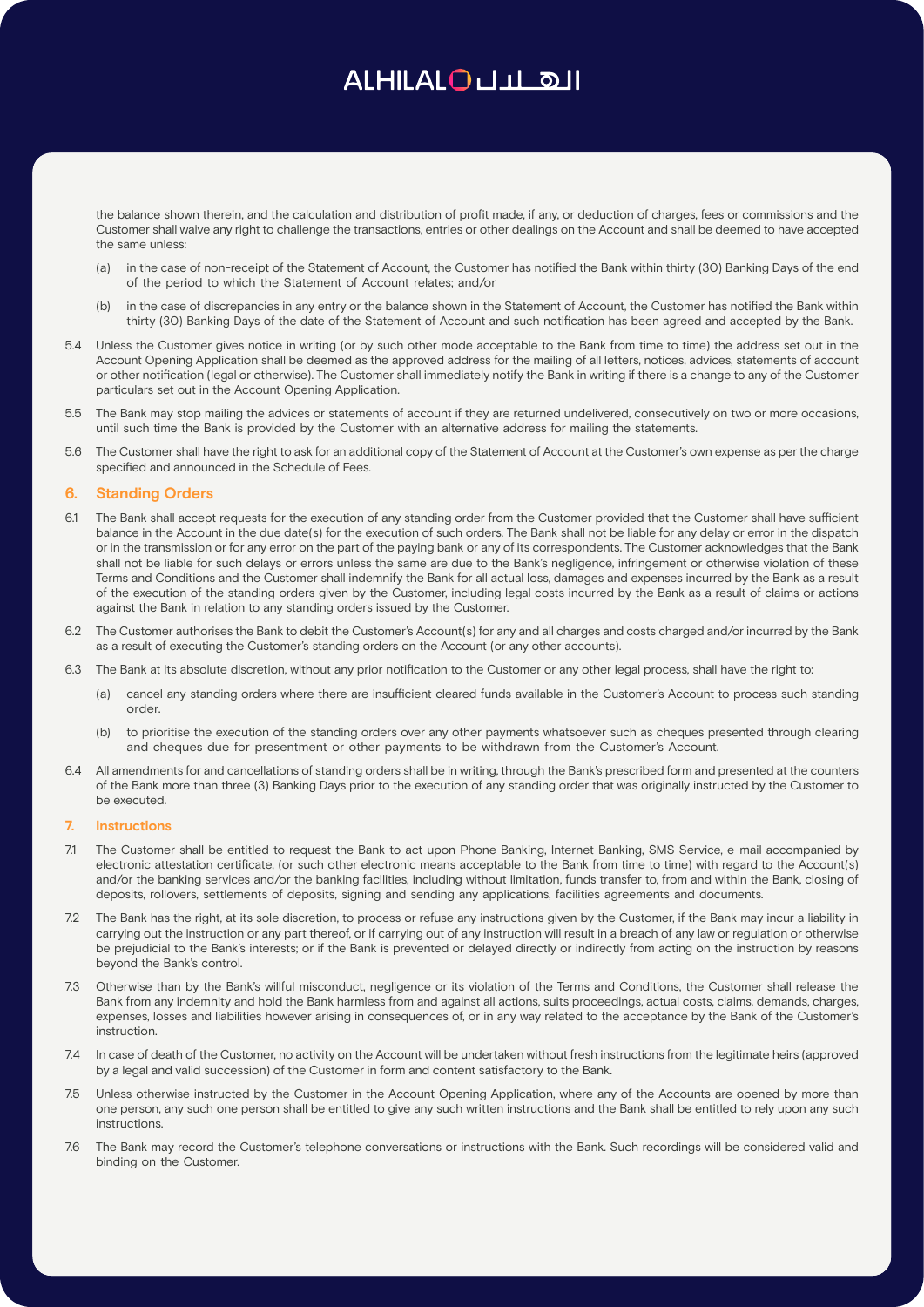the balance shown therein, and the calculation and distribution of profit made, if any, or deduction of charges, fees or commissions and the Customer shall waive any right to challenge the transactions, entries or other dealings on the Account and shall be deemed to have accepted the same unless:

(a) in the case of non-receipt of the Statement of Account, the Customer has notified the Bank within thirty (30) Banking Days of the end of the period to which the Statement of Account relates; and/or

(b) in the case of discrepancies in any entry or the balance shown in the Statement of Account, the Customer has notified the Bank within thirty (30) Banking Days of the date of the Statement of Account and such notification has been agreed and accepted by the Bank.

5.4 Unless the Customer gives notice in writing (or by such other mode acceptable to the Bank from time to time) the address set out in the Account Opening Application shall be deemed as the approved address for the mailing of all letters, notices, advices, statements of account or other notification (legal or otherwise). The Customer shall immediately notify the Bank in writing if there is a change to any of the Customer particulars set out in the Account Opening Application.

5.5 The Bank may stop mailing the advices or statements of account if they are returned undelivered, consecutively on two or more occasions, until such time the Bank is provided by the Customer with an alternative address for mailing the statements.

5.6 The Customer shall have the right to ask for an additional copy of the Statement of Account at the Customer's own expense as per the charge specified and announced in the Schedule of Fees.

## 6. Standing Orders

6.1 The Bank shall accept requests for the execution of any standing order from the Customer provided that the Customer shall have sufficient balance in the Account in the due date(s) for the execution of such orders. The Bank shall not be liable for any delay or error in the dispatch or in the transmission or for any error on the part of the paying bank or any of its correspondents. The Customer acknowledges that the Bank shall not be liable for such delays or errors unless the same are due to the Bank's negligence, infringement or otherwise violation of these Terms and Conditions and the Customer shall indemnify the Bank for all actual loss, damages and expenses incurred by the Bank as a result of the execution of the standing orders given by the Customer, including legal costs incurred by the Bank as a result of claims or actions against the Bank in relation to any standing orders issued by the Customer.

6.2 The Customer authorises the Bank to debit the Customer's Account(s) for any and all charges and costs charged and/or incurred by the Bank as a result of executing the Customer's standing orders on the Account (or any other accounts).

6.3 The Bank at its absolute discretion, without any prior notification to the Customer or any other legal process, shall have the right to:

(a) cancel any standing orders where there are insufficient cleared funds available in the Customer's Account to process such standing order.

(b) to prioritise the execution of the standing orders over any other payments whatsoever such as cheques presented through clearing and cheques due for presentment or other payments to be withdrawn from the Customer's Account.

6.4 All amendments for and cancellations of standing orders shall be in writing, through the Bank's prescribed form and presented at the counters of the Bank more than three (3) Banking Days prior to the execution of any standing order that was originally instructed by the Customer to be executed.

## 7. Instructions

7.1 The Customer shall be entitled to request the Bank to act upon Phone Banking, Internet Banking, SMS Service, e-mail accompanied by electronic attestation certificate, (or such other electronic means acceptable to the Bank from time to time) with regard to the Account(s) and/or the banking services and/or the banking facilities, including without limitation, funds transfer to, from and within the Bank, closing of deposits, rollovers, settlements of deposits, signing and sending any applications, facilities agreements and documents.

7.2 The Bank has the right, at its sole discretion, to process or refuse any instructions given by the Customer, if the Bank may incur a liability in carrying out the instruction or any part thereof, or if carrying out of any instruction will result in a breach of any law or regulation or otherwise be prejudicial to the Bank's interests; or if the Bank is prevented or delayed directly or indirectly from acting on the instruction by reasons beyond the Bank's control.

7.3 Otherwise than by the Bank's willful misconduct, negligence or its violation of the Terms and Conditions, the Customer shall release the Bank from any indemnity and hold the Bank harmless from and against all actions, suits proceedings, actual costs, claims, demands, charges, expenses, losses and liabilities however arising in consequences of, or in any way related to the acceptance by the Bank of the Customer's instruction.

7.4 In case of death of the Customer, no activity on the Account will be undertaken without fresh instructions from the legitimate heirs (approved by a legal and valid succession) of the Customer in form and content satisfactory to the Bank.

7.5 Unless otherwise instructed by the Customer in the Account Opening Application, where any of the Accounts are opened by more than one person, any such one person shall be entitled to give any such written instructions and the Bank shall be entitled to rely upon any such instructions.

7.6 The Bank may record the Customer's telephone conversations or instructions with the Bank. Such recordings will be considered valid and binding on the Customer.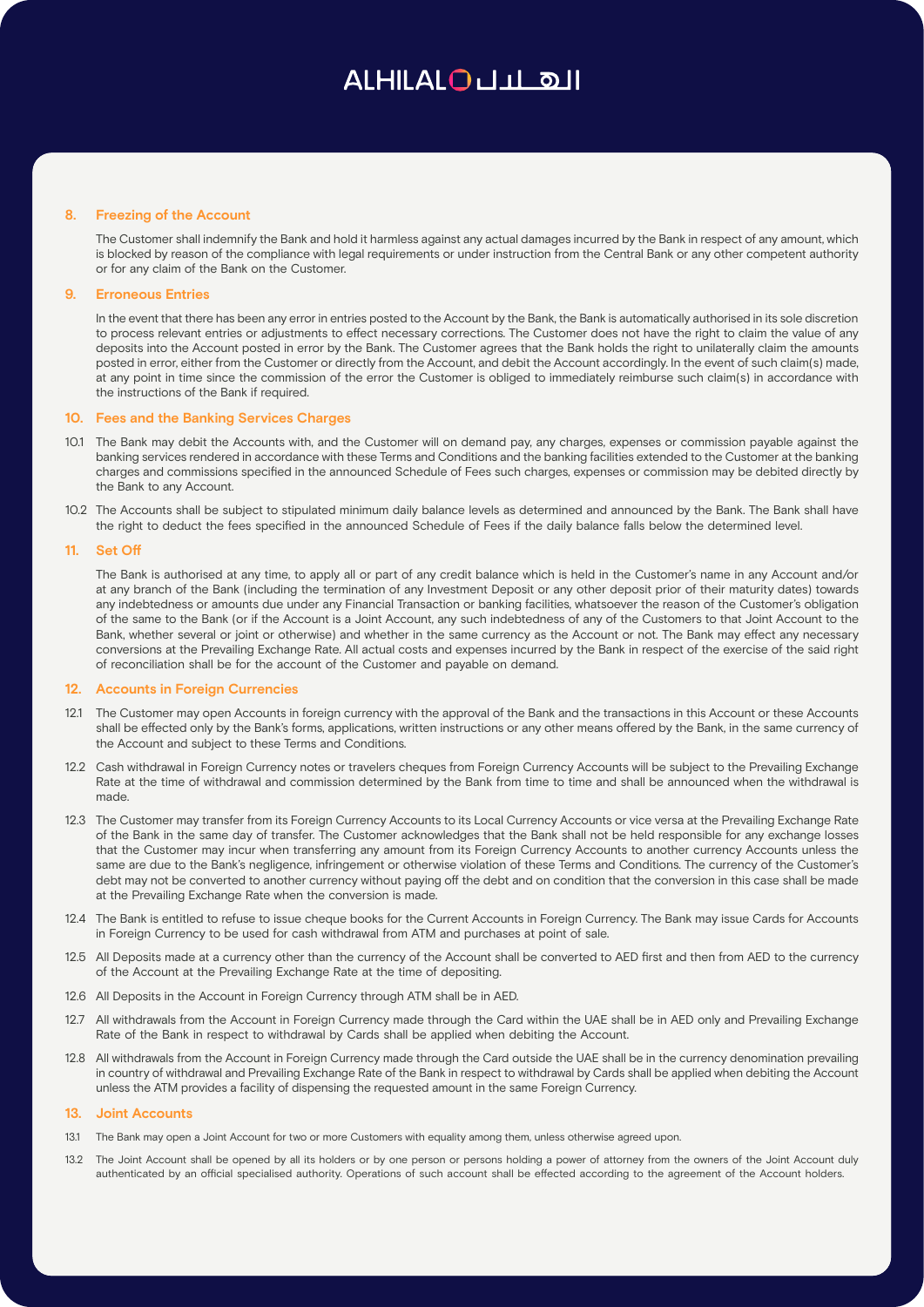## 8. Freezing of the Account

The Customer shall indemnify the Bank and hold it harmless against any actual damages incurred by the Bank in respect of any amount, which is blocked by reason of the compliance with legal requirements or under instruction from the Central Bank or any other competent authority or for any claim of the Bank on the Customer.

## 9. Erroneous Entries

In the event that there has been any error in entries posted to the Account by the Bank, the Bank is automatically authorised in its sole discretion to process relevant entries or adjustments to effect necessary corrections. The Customer does not have the right to claim the value of any deposits into the Account posted in error by the Bank. The Customer agrees that the Bank holds the right to unilaterally claim the amounts posted in error, either from the Customer or directly from the Account, and debit the Account accordingly. In the event of such claim(s) made, at any point in time since the commission of the error the Customer is obliged to immediately reimburse such claim(s) in accordance with the instructions of the Bank if required.

## 10. Fees and the Banking Services Charges

10.1 The Bank may debit the Accounts with, and the Customer will on demand pay, any charges, expenses or commission payable against the banking services rendered in accordance with these Terms and Conditions and the banking facilities extended to the Customer at the banking charges and commissions specified in the announced Schedule of Fees such charges, expenses or commission may be debited directly by the Bank to any Account.

10.2 The Accounts shall be subject to stipulated minimum daily balance levels as determined and announced by the Bank. The Bank shall have the right to deduct the fees specified in the announced Schedule of Fees if the daily balance falls below the determined level.

## 11. Set Off

The Bank is authorised at any time, to apply all or part of any credit balance which is held in the Customer's name in any Account and/or at any branch of the Bank (including the termination of any Investment Deposit or any other deposit prior of their maturity dates) towards any indebtedness or amounts due under any Financial Transaction or banking facilities, whatsoever the reason of the Customer's obligation of the same to the Bank (or if the Account is a Joint Account, any such indebtedness of any of the Customers to that Joint Account to the Bank, whether several or joint or otherwise) and whether in the same currency as the Account or not. The Bank may effect any necessary conversions at the Prevailing Exchange Rate. All actual costs and expenses incurred by the Bank in respect of the exercise of the said right of reconciliation shall be for the account of the Customer and payable on demand.

## 12. Accounts in Foreign Currencies

12.1 The Customer may open Accounts in foreign currency with the approval of the Bank and the transactions in this Account or these Accounts shall be effected only by the Bank's forms, applications, written instructions or any other means offered by the Bank, in the same currency of the Account and subject to these Terms and Conditions.

12.2 Cash withdrawal in Foreign Currency notes or travelers cheques from Foreign Currency Accounts will be subject to the Prevailing Exchange Rate at the time of withdrawal and commission determined by the Bank from time to time and shall be announced when the withdrawal is made.

12.3 The Customer may transfer from its Foreign Currency Accounts to its Local Currency Accounts or vice versa at the Prevailing Exchange Rate of the Bank in the same day of transfer. The Customer acknowledges that the Bank shall not be held responsible for any exchange losses that the Customer may incur when transferring any amount from its Foreign Currency Accounts to another currency Accounts unless the same are due to the Bank's negligence, infringement or otherwise violation of these Terms and Conditions. The currency of the Customer's debt may not be converted to another currency without paying off the debt and on condition that the conversion in this case shall be made at the Prevailing Exchange Rate when the conversion is made.

12.4 The Bank is entitled to refuse to issue cheque books for the Current Accounts in Foreign Currency. The Bank may issue Cards for Accounts in Foreign Currency to be used for cash withdrawal from ATM and purchases at point of sale.

12.5 All Deposits made at a currency other than the currency of the Account shall be converted to AED first and then from AED to the currency of the Account at the Prevailing Exchange Rate at the time of depositing.

12.6 All Deposits in the Account in Foreign Currency through ATM shall be in AED.

12.7 All withdrawals from the Account in Foreign Currency made through the Card within the UAE shall be in AED only and Prevailing Exchange Rate of the Bank in respect to withdrawal by Cards shall be applied when debiting the Account.

12.8 All withdrawals from the Account in Foreign Currency made through the Card outside the UAE shall be in the currency denomination prevailing in country of withdrawal and Prevailing Exchange Rate of the Bank in respect to withdrawal by Cards shall be applied when debiting the Account unless the ATM provides a facility of dispensing the requested amount in the same Foreign Currency.

## 13. Joint Accounts

13.1 The Bank may open a Joint Account for two or more Customers with equality among them, unless otherwise agreed upon.

13.2 The Joint Account shall be opened by all its holders or by one person or persons holding a power of attorney from the owners of the Joint Account duly authenticated by an official specialised authority. Operations of such account shall be effected according to the agreement of the Account holders.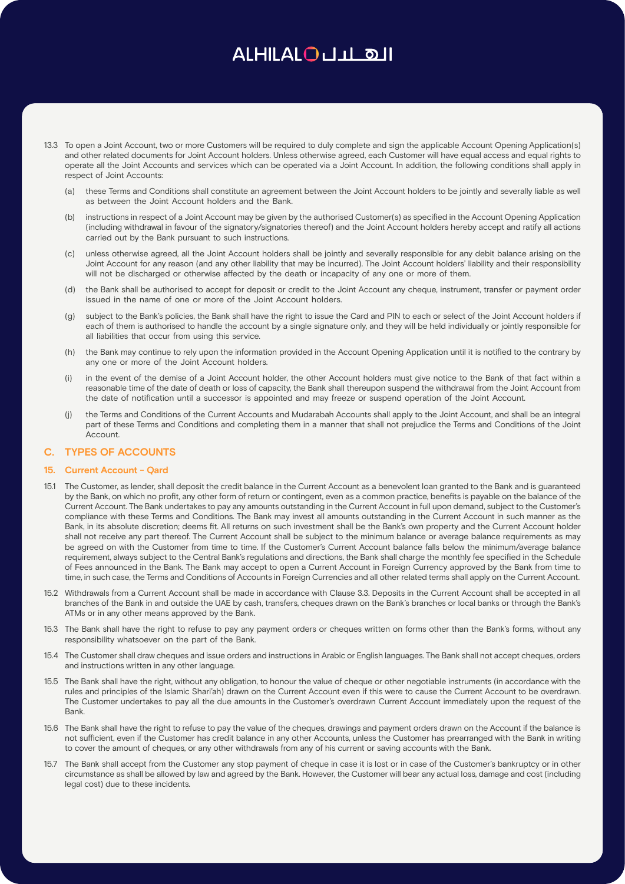13.3 To open a Joint Account, two or more Customers will be required to duly complete and sign the applicable Account Opening Application(s) and other related documents for Joint Account holders. Unless otherwise agreed, each Customer will have equal access and equal rights to operate all the Joint Accounts and services which can be operated via a Joint Account. In addition, the following conditions shall apply in respect of Joint Accounts:

(a) these Terms and Conditions shall constitute an agreement between the Joint Account holders to be jointly and severally liable as well as between the Joint Account holders and the Bank.

(b) instructions in respect of a Joint Account may be given by the authorised Customer(s) as specified in the Account Opening Application (including withdrawal in favour of the signatory/signatories thereof) and the Joint Account holders hereby accept and ratify all actions carried out by the Bank pursuant to such instructions.

(c) unless otherwise agreed, all the Joint Account holders shall be jointly and severally responsible for any debit balance arising on the Joint Account for any reason (and any other liability that may be incurred). The Joint Account holders' liability and their responsibility will not be discharged or otherwise affected by the death or incapacity of any one or more of them.

(d) the Bank shall be authorised to accept for deposit or credit to the Joint Account any cheque, instrument, transfer or payment order issued in the name of one or more of the Joint Account holders.

(g) subject to the Bank's policies, the Bank shall have the right to issue the Card and PIN to each or select of the Joint Account holders if each of them is authorised to handle the account by a single signature only, and they will be held individually or jointly responsible for all liabilities that occur from using this service.

(h) the Bank may continue to rely upon the information provided in the Account Opening Application until it is notified to the contrary by any one or more of the Joint Account holders.

(i) in the event of the demise of a Joint Account holder, the other Account holders must give notice to the Bank of that fact within a reasonable time of the date of death or loss of capacity, the Bank shall thereupon suspend the withdrawal from the Joint Account from the date of notification until a successor is appointed and may freeze or suspend operation of the Joint Account.

(j) the Terms and Conditions of the Current Accounts and Mudarabah Accounts shall apply to the Joint Account, and shall be an integral part of these Terms and Conditions and completing them in a manner that shall not prejudice the Terms and Conditions of the Joint Account.

## C. TYPES OF ACCOUNTS

### 15. Current Account - Qard

15.1 The Customer, as lender, shall deposit the credit balance in the Current Account as a benevolent loan granted to the Bank and is guaranteed by the Bank, on which no profit, any other form of return or contingent, even as a common practice, benefits is payable on the balance of the Current Account. The Bank undertakes to pay any amounts outstanding in the Current Account in full upon demand, subject to the Customer's compliance with these Terms and Conditions. The Bank may invest all amounts outstanding in the Current Account in such manner as the Bank, in its absolute discretion; deems fit. All returns on such investment shall be the Bank's own property and the Current Account holder shall not receive any part thereof. The Current Account shall be subject to the minimum balance or average balance requirements as may be agreed on with the Customer from time to time. If the Customer's Current Account balance falls below the minimum/average balance requirement, always subject to the Central Bank's regulations and directions, the Bank shall charge the monthly fee specified in the Schedule of Fees announced in the Bank. The Bank may accept to open a Current Account in Foreign Currency approved by the Bank from time to time, in such case, the Terms and Conditions of Accounts in Foreign Currencies and all other related terms shall apply on the Current Account.

15.2 Withdrawals from a Current Account shall be made in accordance with Clause 3.3. Deposits in the Current Account shall be accepted in all branches of the Bank in and outside the UAE by cash, transfers, cheques drawn on the Bank's branches or local banks or through the Bank's ATMs or in any other means approved by the Bank.

15.3 The Bank shall have the right to refuse to pay any payment orders or cheques written on forms other than the Bank's forms, without any responsibility whatsoever on the part of the Bank.

15.4 The Customer shall draw cheques and issue orders and instructions in Arabic or English languages. The Bank shall not accept cheques, orders and instructions written in any other language.

15.5 The Bank shall have the right, without any obligation, to honour the value of cheque or other negotiable instruments (in accordance with the rules and principles of the Islamic Shari'ah) drawn on the Current Account even if this were to cause the Current Account to be overdrawn. The Customer undertakes to pay all the due amounts in the Customer's overdrawn Current Account immediately upon the request of the Bank.

15.6 The Bank shall have the right to refuse to pay the value of the cheques, drawings and payment orders drawn on the Account if the balance is not sufficient, even if the Customer has credit balance in any other Accounts, unless the Customer has prearranged with the Bank in writing to cover the amount of cheques, or any other withdrawals from any of his current or saving accounts with the Bank.

15.7 The Bank shall accept from the Customer any stop payment of cheque in case it is lost or in case of the Customer's bankruptcy or in other circumstance as shall be allowed by law and agreed by the Bank. However, the Customer will bear any actual loss, damage and cost (including legal cost) due to these incidents.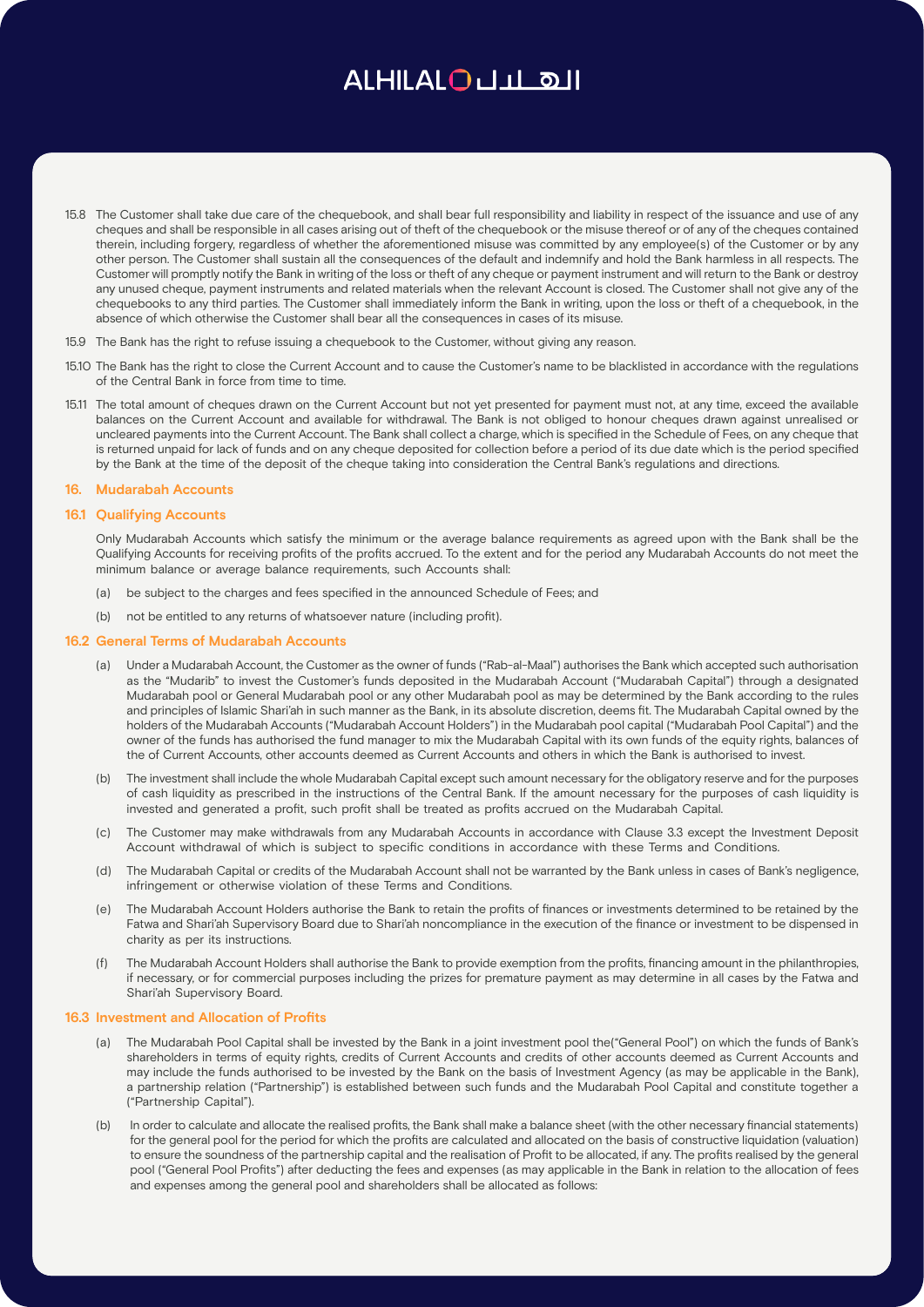15.8 The Customer shall take due care of the chequebook, and shall bear full responsibility and liability in respect of the issuance and use of any cheques and shall be responsible in all cases arising out of theft of the chequebook or the misuse thereof or of any of the cheques contained therein, including forgery, regardless of whether the aforementioned misuse was committed by any employee(s) of the Customer or by any other person. The Customer shall sustain all the consequences of the default and indemnify and hold the Bank harmless in all respects. The Customer will promptly notify the Bank in writing of the loss or theft of any cheque or payment instrument and will return to the Bank or destroy any unused cheque, payment instruments and related materials when the relevant Account is closed. The Customer shall not give any of the chequebooks to any third parties. The Customer shall immediately inform the Bank in writing, upon the loss or theft of a chequebook, in the absence of which otherwise the Customer shall bear all the consequences in cases of its misuse.

15.9 The Bank has the right to refuse issuing a chequebook to the Customer, without giving any reason.

15.10 The Bank has the right to close the Current Account and to cause the Customer's name to be blacklisted in accordance with the regulations of the Central Bank in force from time to time.

15.11 The total amount of cheques drawn on the Current Account but not yet presented for payment must not, at any time, exceed the available balances on the Current Account and available for withdrawal. The Bank is not obliged to honour cheques drawn against unrealised or uncleared payments into the Current Account. The Bank shall collect a charge, which is specified in the Schedule of Fees, on any cheque that is returned unpaid for lack of funds and on any cheque deposited for collection before a period of its due date which is the period specified by the Bank at the time of the deposit of the cheque taking into consideration the Central Bank's regulations and directions.

## 16. Mudarabah Accounts

### 16.1 Qualifying Accounts

Only Mudarabah Accounts which satisfy the minimum or the average balance requirements as agreed upon with the Bank shall be the Qualifying Accounts for receiving profits of the profits accrued. To the extent and for the period any Mudarabah Accounts do not meet the minimum balance or average balance requirements, such Accounts shall:

(a) be subject to the charges and fees specified in the announced Schedule of Fees; and

(b) not be entitled to any returns of whatsoever nature (including profit).

### 16.2 General Terms of Mudarabah Accounts

(a) Under a Mudarabah Account, the Customer as the owner of funds ("Rab-al-Maal") authorises the Bank which accepted such authorisation as the "Mudarib" to invest the Customer's funds deposited in the Mudarabah Account ("Mudarabah Capital") through a designated Mudarabah pool or General Mudarabah pool or any other Mudarabah pool as may be determined by the Bank according to the rules and principles of Islamic Shari'ah in such manner as the Bank, in its absolute discretion, deems fit. The Mudarabah Capital owned by the holders of the Mudarabah Accounts ("Mudarabah Account Holders") in the Mudarabah pool capital ("Mudarabah Pool Capital") and the owner of the funds has authorised the fund manager to mix the Mudarabah Capital with its own funds of the equity rights, balances of the of Current Accounts, other accounts deemed as Current Accounts and others in which the Bank is authorised to invest.

(b) The investment shall include the whole Mudarabah Capital except such amount necessary for the obligatory reserve and for the purposes of cash liquidity as prescribed in the instructions of the Central Bank. If the amount necessary for the purposes of cash liquidity is invested and generated a profit, such profit shall be treated as profits accrued on the Mudarabah Capital.

(c) The Customer may make withdrawals from any Mudarabah Accounts in accordance with Clause 3.3 except the Investment Deposit Account withdrawal of which is subject to specific conditions in accordance with these Terms and Conditions.

(d) The Mudarabah Capital or credits of the Mudarabah Account shall not be warranted by the Bank unless in cases of Bank's negligence, infringement or otherwise violation of these Terms and Conditions.

(e) The Mudarabah Account Holders authorise the Bank to retain the profits of finances or investments determined to be retained by the Fatwa and Shari'ah Supervisory Board due to Shari'ah noncompliance in the execution of the finance or investment to be dispensed in charity as per its instructions.

(f) The Mudarabah Account Holders shall authorise the Bank to provide exemption from the profits, financing amount in the philanthropies, if necessary, or for commercial purposes including the prizes for premature payment as may determine in all cases by the Fatwa and Shari'ah Supervisory Board.

### 16.3 Investment and Allocation of Profits

(a) The Mudarabah Pool Capital shall be invested by the Bank in a joint investment pool the("General Pool") on which the funds of Bank's shareholders in terms of equity rights, credits of Current Accounts and credits of other accounts deemed as Current Accounts and may include the funds authorised to be invested by the Bank on the basis of Investment Agency (as may be applicable in the Bank), a partnership relation ("Partnership") is established between such funds and the Mudarabah Pool Capital and constitute together a ("Partnership Capital").

(b) In order to calculate and allocate the realised profits, the Bank shall make a balance sheet (with the other necessary financial statements) for the general pool for the period for which the profits are calculated and allocated on the basis of constructive liquidation (valuation) to ensure the soundness of the partnership capital and the realisation of Profit to be allocated, if any. The profits realised by the general pool ("General Pool Profits") after deducting the fees and expenses (as may applicable in the Bank in relation to the allocation of fees and expenses among the general pool and shareholders shall be allocated as follows: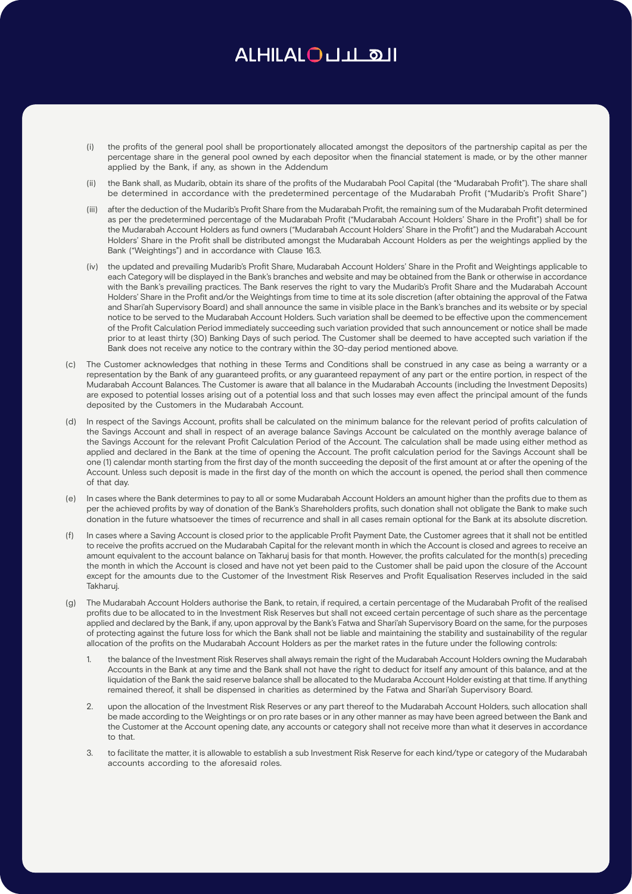(i) the profits of the general pool shall be proportionately allocated amongst the depositors of the partnership capital as per the percentage share in the general pool owned by each depositor when the financial statement is made, or by the other manner applied by the Bank, if any, as shown in the Addendum

(ii) the Bank shall, as Mudarib, obtain its share of the profits of the Mudarabah Pool Capital (the "Mudarabah Profit"). The share shall be determined in accordance with the predetermined percentage of the Mudarabah Profit ("Mudarib's Profit Share")

(iii) after the deduction of the Mudarib's Profit Share from the Mudarabah Profit, the remaining sum of the Mudarabah Profit determined as per the predetermined percentage of the Mudarabah Profit ("Mudarabah Account Holders' Share in the Profit") shall be for the Mudarabah Account Holders as fund owners ("Mudarabah Account Holders' Share in the Profit") and the Mudarabah Account Holders' Share in the Profit shall be distributed amongst the Mudarabah Account Holders as per the weightings applied by the Bank ("Weightings") and in accordance with Clause 16.3.

(iv) the updated and prevailing Mudarib's Profit Share, Mudarabah Account Holders' Share in the Profit and Weightings applicable to each Category will be displayed in the Bank's branches and website and may be obtained from the Bank or otherwise in accordance with the Bank's prevailing practices. The Bank reserves the right to vary the Mudarib's Profit Share and the Mudarabah Account Holders' Share in the Profit and/or the Weightings from time to time at its sole discretion (after obtaining the approval of the Fatwa and Shari'ah Supervisory Board) and shall announce the same in visible place in the Bank's branches and its website or by special notice to be served to the Mudarabah Account Holders. Such variation shall be deemed to be effective upon the commencement of the Profit Calculation Period immediately succeeding such variation provided that such announcement or notice shall be made prior to at least thirty (30) Banking Days of such period. The Customer shall be deemed to have accepted such variation if the Bank does not receive any notice to the contrary within the 30-day period mentioned above.

(c) The Customer acknowledges that nothing in these Terms and Conditions shall be construed in any case as being a warranty or a representation by the Bank of any guaranteed profits, or any guaranteed repayment of any part or the entire portion, in respect of the Mudarabah Account Balances. The Customer is aware that all balance in the Mudarabah Accounts (including the Investment Deposits) are exposed to potential losses arising out of a potential loss and that such losses may even affect the principal amount of the funds deposited by the Customers in the Mudarabah Account.

(d) In respect of the Savings Account, profits shall be calculated on the minimum balance for the relevant period of profits calculation of the Savings Account and shall in respect of an average balance Savings Account be calculated on the monthly average balance of the Savings Account for the relevant Profit Calculation Period of the Account. The calculation shall be made using either method as applied and declared in the Bank at the time of opening the Account. The profit calculation period for the Savings Account shall be one (1) calendar month starting from the first day of the month succeeding the deposit of the first amount at or after the opening of the Account. Unless such deposit is made in the first day of the month on which the account is opened, the period shall then commence of that day.

(e) In cases where the Bank determines to pay to all or some Mudarabah Account Holders an amount higher than the profits due to them as per the achieved profits by way of donation of the Bank's Shareholders profits, such donation shall not obligate the Bank to make such donation in the future whatsoever the times of recurrence and shall in all cases remain optional for the Bank at its absolute discretion.

(f) In cases where a Saving Account is closed prior to the applicable Profit Payment Date, the Customer agrees that it shall not be entitled to receive the profits accrued on the Mudarabah Capital for the relevant month in which the Account is closed and agrees to receive an amount equivalent to the account balance on Takharuj basis for that month. However, the profits calculated for the month(s) preceding the month in which the Account is closed and have not yet been paid to the Customer shall be paid upon the closure of the Account except for the amounts due to the Customer of the Investment Risk Reserves and Profit Equalisation Reserves included in the said Takharuj.

(g) The Mudarabah Account Holders authorise the Bank, to retain, if required, a certain percentage of the Mudarabah Profit of the realised profits due to be allocated to in the Investment Risk Reserves but shall not exceed certain percentage of such share as the percentage applied and declared by the Bank, if any, upon approval by the Bank's Fatwa and Shari'ah Supervisory Board on the same, for the purposes of protecting against the future loss for which the Bank shall not be liable and maintaining the stability and sustainability of the regular allocation of the profits on the Mudarabah Account Holders as per the market rates in the future under the following controls:

1. the balance of the Investment Risk Reserves shall always remain the right of the Mudarabah Account Holders owning the Mudarabah Accounts in the Bank at any time and the Bank shall not have the right to deduct for itself any amount of this balance, and at the liquidation of the Bank the said reserve balance shall be allocated to the Mudaraba Account Holder existing at that time. If anything remained thereof, it shall be dispensed in charities as determined by the Fatwa and Shari'ah Supervisory Board.

2. upon the allocation of the Investment Risk Reserves or any part thereof to the Mudarabah Account Holders, such allocation shall be made according to the Weightings or on pro rate bases or in any other manner as may have been agreed between the Bank and the Customer at the Account opening date, any accounts or category shall not receive more than what it deserves in accordance to that.

3. to facilitate the matter, it is allowable to establish a sub Investment Risk Reserve for each kind/type or category of the Mudarabah accounts according to the aforesaid roles.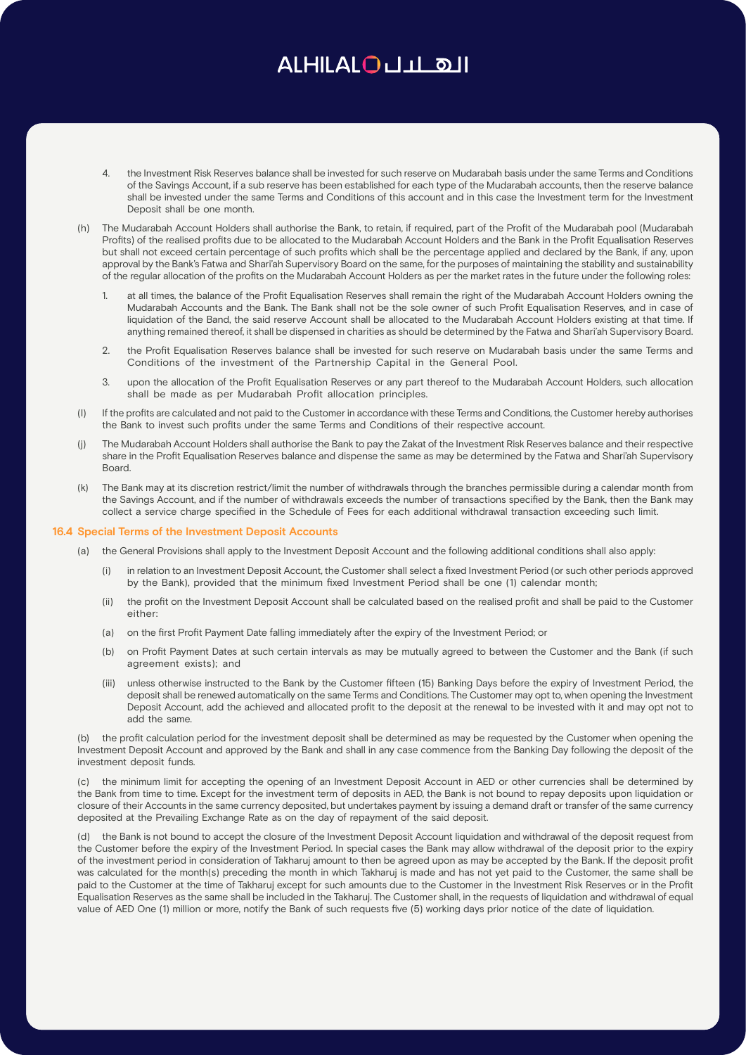4. the Investment Risk Reserves balance shall be invested for such reserve on Mudarabah basis under the same Terms and Conditions of the Savings Account, if a sub reserve has been established for each type of the Mudarabah accounts, then the reserve balance shall be invested under the same Terms and Conditions of this account and in this case the Investment term for the Investment Deposit shall be one month.

(h) The Mudarabah Account Holders shall authorise the Bank, to retain, if required, part of the Profit of the Mudarabah pool (Mudarabah Profits) of the realised profits due to be allocated to the Mudarabah Account Holders and the Bank in the Profit Equalisation Reserves but shall not exceed certain percentage of such profits which shall be the percentage applied and declared by the Bank, if any, upon approval by the Bank's Fatwa and Shari'ah Supervisory Board on the same, for the purposes of maintaining the stability and sustainability of the regular allocation of the profits on the Mudarabah Account Holders as per the market rates in the future under the following roles:

1. at all times, the balance of the Profit Equalisation Reserves shall remain the right of the Mudarabah Account Holders owning the Mudarabah Accounts and the Bank. The Bank shall not be the sole owner of such Profit Equalisation Reserves, and in case of liquidation of the Band, the said reserve Account shall be allocated to the Mudarabah Account Holders existing at that time. If anything remained thereof, it shall be dispensed in charities as should be determined by the Fatwa and Shari'ah Supervisory Board.

2. the Profit Equalisation Reserves balance shall be invested for such reserve on Mudarabah basis under the same Terms and Conditions of the investment of the Partnership Capital in the General Pool.

3. upon the allocation of the Profit Equalisation Reserves or any part thereof to the Mudarabah Account Holders, such allocation shall be made as per Mudarabah Profit allocation principles.

(I) If the profits are calculated and not paid to the Customer in accordance with these Terms and Conditions, the Customer hereby authorises the Bank to invest such profits under the same Terms and Conditions of their respective account.

(j) The Mudarabah Account Holders shall authorise the Bank to pay the Zakat of the Investment Risk Reserves balance and their respective share in the Profit Equalisation Reserves balance and dispense the same as may be determined by the Fatwa and Shari'ah Supervisory Board.

(k) The Bank may at its discretion restrict/limit the number of withdrawals through the branches permissible during a calendar month from the Savings Account, and if the number of withdrawals exceeds the number of transactions specified by the Bank, then the Bank may collect a service charge specified in the Schedule of Fees for each additional withdrawal transaction exceeding such limit.

### 16.4 Special Terms of the Investment Deposit Accounts

(a) the General Provisions shall apply to the Investment Deposit Account and the following additional conditions shall also apply:

(i) in relation to an Investment Deposit Account, the Customer shall select a fixed Investment Period (or such other periods approved by the Bank), provided that the minimum fixed Investment Period shall be one (1) calendar month;

(ii) the profit on the Investment Deposit Account shall be calculated based on the realised profit and shall be paid to the Customer either:

(a) on the first Profit Payment Date falling immediately after the expiry of the Investment Period; or

(b) on Profit Payment Dates at such certain intervals as may be mutually agreed to between the Customer and the Bank (if such agreement exists); and

(iii) unless otherwise instructed to the Bank by the Customer fifteen (15) Banking Days before the expiry of Investment Period, the deposit shall be renewed automatically on the same Terms and Conditions. The Customer may opt to, when opening the Investment Deposit Account, add the achieved and allocated profit to the deposit at the renewal to be invested with it and may opt not to add the same.

(b) the profit calculation period for the investment deposit shall be determined as may be requested by the Customer when opening the Investment Deposit Account and approved by the Bank and shall in any case commence from the Banking Day following the deposit of the investment deposit funds.

(c) the minimum limit for accepting the opening of an Investment Deposit Account in AED or other currencies shall be determined by the Bank from time to time. Except for the investment term of deposits in AED, the Bank is not bound to repay deposits upon liquidation or closure of their Accounts in the same currency deposited, but undertakes payment by issuing a demand draft or transfer of the same currency deposited at the Prevailing Exchange Rate as on the day of repayment of the said deposit.

(d) the Bank is not bound to accept the closure of the Investment Deposit Account liquidation and withdrawal of the deposit request from the Customer before the expiry of the Investment Period. In special cases the Bank may allow withdrawal of the deposit prior to the expiry of the investment period in consideration of Takharuj amount to then be agreed upon as may be accepted by the Bank. If the deposit profit was calculated for the month(s) preceding the month in which Takharuj is made and has not yet paid to the Customer, the same shall be paid to the Customer at the time of Takharuj except for such amounts due to the Customer in the Investment Risk Reserves or in the Profit Equalisation Reserves as the same shall be included in the Takharuj. The Customer shall, in the requests of liquidation and withdrawal of equal value of AED One (1) million or more, notify the Bank of such requests five (5) working days prior notice of the date of liquidation.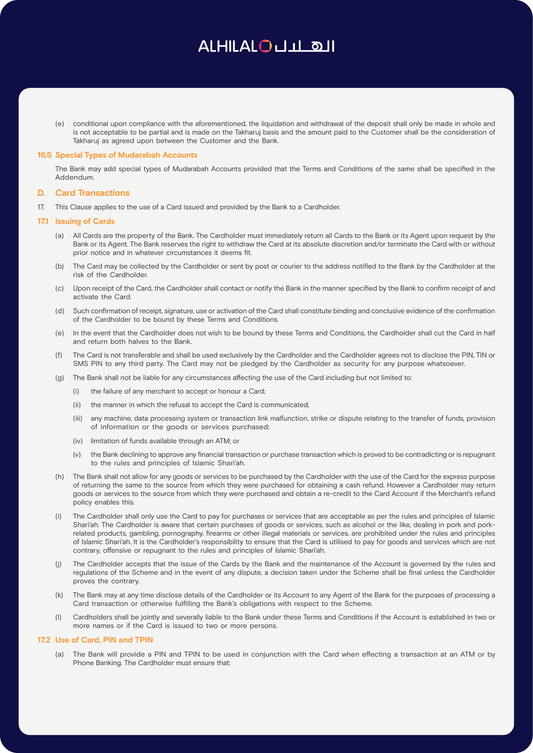(e) conditional upon compliance with the aforementioned, the liquidation and withdrawal of the deposit shall only be made in whole and is not acceptable to be partial and is made on the Takharuj basis and the amount paid to the Customer shall be the consideration of Takharuj as agreed upon between the Customer and the Bank.

### 16.5 Special Types of Mudarabah Accounts

The Bank may add special types of Mudarabah Accounts provided that the Terms and Conditions of the same shall be specified in the Addendum.

## D. Card Transactions

17. This Clause applies to the use of a Card issued and provided by the Bank to a Cardholder.

### 17.1 Issuing of Cards

(a) All Cards are the property of the Bank. The Cardholder must immediately return all Cards to the Bank or its Agent upon request by the Bank or its Agent. The Bank reserves the right to withdraw the Card at its absolute discretion and/or terminate the Card with or without prior notice and in whatever circumstances it deems fit.

(b) The Card may be collected by the Cardholder or sent by post or courier to the address notified to the Bank by the Cardholder at the risk of the Cardholder.

(c) Upon receipt of the Card, the Cardholder shall contact or notify the Bank in the manner specified by the Bank to confirm receipt of and activate the Card.

(d) Such confirmation of receipt, signature, use or activation of the Card shall constitute binding and conclusive evidence of the confirmation of the Cardholder to be bound by these Terms and Conditions.

(e) In the event that the Cardholder does not wish to be bound by these Terms and Conditions, the Cardholder shall cut the Card in half and return both halves to the Bank.

(f) The Card is not transferable and shall be used exclusively by the Cardholder and the Cardholder agrees not to disclose the PIN, TIN or SMS PIN to any third party. The Card may not be pledged by the Cardholder as security for any purpose whatsoever.

(g) The Bank shall not be liable for any circumstances affecting the use of the Card including but not limited to:

- (i) the failure of any merchant to accept or honour a Card;
- (ii) the manner in which the refusal to accept the Card is communicated;
- (iii) any machine, data processing system or transaction link malfunction, strike or dispute relating to the transfer of funds, provision of information or the goods or services purchased;
- (iv) limitation of funds available through an ATM; or
- (v) the Bank declining to approve any financial transaction or purchase transaction which is proved to be contradicting or is repugnant to the rules and principles of Islamic Shari'ah.

(h) The Bank shall not allow for any goods or services to be purchased by the Cardholder with the use of the Card for the express purpose of returning the same to the source from which they were purchased for obtaining a cash refund. However a Cardholder may return goods or services to the source from which they were purchased and obtain a re-credit to the Card Account if the Merchant's refund policy enables this.

(i) The Cardholder shall only use the Card to pay for purchases or services that are acceptable as per the rules and principles of Islamic Shari'ah. The Cardholder is aware that certain purchases of goods or services, such as alcohol or the like, dealing in pork and pork-related products, gambling, pornography, firearms or other illegal materials or services, are prohibited under the rules and principles of Islamic Shari'ah. It is the Cardholder's responsibility to ensure that the Card is utilised to pay for goods and services which are not contrary, offensive or repugnant to the rules and principles of Islamic Shari'ah.

(j) The Cardholder accepts that the issue of the Cards by the Bank and the maintenance of the Account is governed by the rules and regulations of the Scheme and in the event of any dispute, a decision taken under the Scheme shall be final unless the Cardholder proves the contrary.

(k) The Bank may at any time disclose details of the Cardholder or its Account to any Agent of the Bank for the purposes of processing a Card transaction or otherwise fulfilling the Bank's obligations with respect to the Scheme.

(l) Cardholders shall be jointly and severally liable to the Bank under these Terms and Conditions if the Account is established in two or more names or if the Card is issued to two or more persons.

### 17.2 Use of Card, PIN and TPIN

(a) The Bank will provide a PIN and TPIN to be used in conjunction with the Card when effecting a transaction at an ATM or by Phone Banking. The Cardholder must ensure that: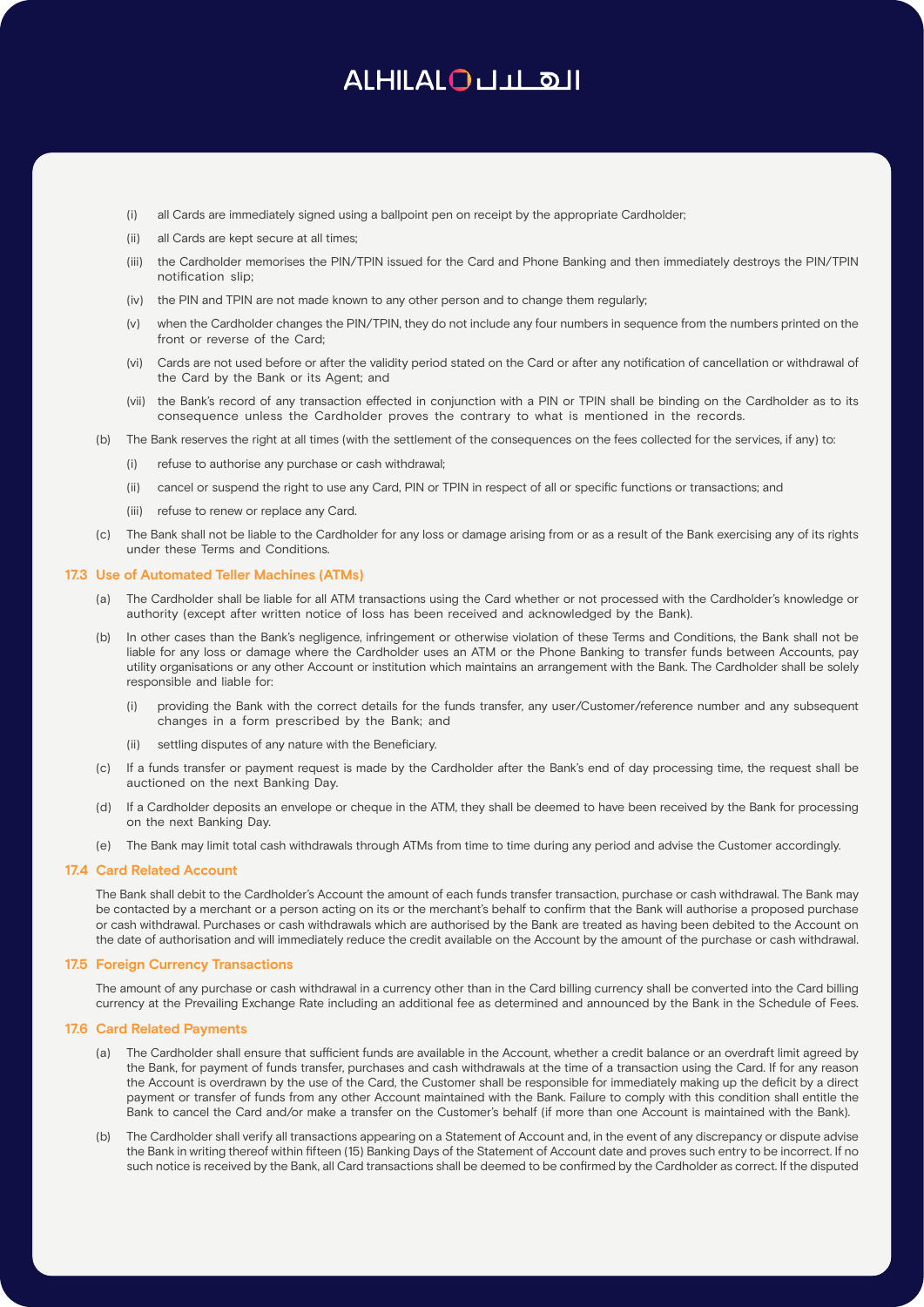(i) all Cards are immediately signed using a ballpoint pen on receipt by the appropriate Cardholder;

(ii) all Cards are kept secure at all times;

(iii) the Cardholder memorises the PIN/TPIN issued for the Card and Phone Banking and then immediately destroys the PIN/TPIN notification slip;

(iv) the PIN and TPIN are not made known to any other person and to change them regularly;

(v) when the Cardholder changes the PIN/TPIN, they do not include any four numbers in sequence from the numbers printed on the front or reverse of the Card;

(vi) Cards are not used before or after the validity period stated on the Card or after any notification of cancellation or withdrawal of the Card by the Bank or its Agent; and

(vii) the Bank's record of any transaction effected in conjunction with a PIN or TPIN shall be binding on the Cardholder as to its consequence unless the Cardholder proves the contrary to what is mentioned in the records.

(b) The Bank reserves the right at all times (with the settlement of the consequences on the fees collected for the services, if any) to:

(i) refuse to authorise any purchase or cash withdrawal;

(ii) cancel or suspend the right to use any Card, PIN or TPIN in respect of all or specific functions or transactions; and

(iii) refuse to renew or replace any Card.

(c) The Bank shall not be liable to the Cardholder for any loss or damage arising from or as a result of the Bank exercising any of its rights under these Terms and Conditions.

### 17.3 Use of Automated Teller Machines (ATMs)

(a) The Cardholder shall be liable for all ATM transactions using the Card whether or not processed with the Cardholder's knowledge or authority (except after written notice of loss has been received and acknowledged by the Bank).

(b) In other cases than the Bank's negligence, infringement or otherwise violation of these Terms and Conditions, the Bank shall not be liable for any loss or damage where the Cardholder uses an ATM or the Phone Banking to transfer funds between Accounts, pay utility organisations or any other Account or institution which maintains an arrangement with the Bank. The Cardholder shall be solely responsible and liable for:

(i) providing the Bank with the correct details for the funds transfer, any user/Customer/reference number and any subsequent changes in a form prescribed by the Bank; and

(ii) settling disputes of any nature with the Beneficiary.

(c) If a funds transfer or payment request is made by the Cardholder after the Bank's end of day processing time, the request shall be auctioned on the next Banking Day.

(d) If a Cardholder deposits an envelope or cheque in the ATM, they shall be deemed to have been received by the Bank for processing on the next Banking Day.

(e) The Bank may limit total cash withdrawals through ATMs from time to time during any period and advise the Customer accordingly.

### 17.4 Card Related Account

The Bank shall debit to the Cardholder's Account the amount of each funds transfer transaction, purchase or cash withdrawal. The Bank may be contacted by a merchant or a person acting on its or the merchant's behalf to confirm that the Bank will authorise a proposed purchase or cash withdrawal. Purchases or cash withdrawals which are authorised by the Bank are treated as having been debited to the Account on the date of authorisation and will immediately reduce the credit available on the Account by the amount of the purchase or cash withdrawal.

### 17.5 Foreign Currency Transactions

The amount of any purchase or cash withdrawal in a currency other than in the Card billing currency shall be converted into the Card billing currency at the Prevailing Exchange Rate including an additional fee as determined and announced by the Bank in the Schedule of Fees.

### 17.6 Card Related Payments

(a) The Cardholder shall ensure that sufficient funds are available in the Account, whether a credit balance or an overdraft limit agreed by the Bank, for payment of funds transfer, purchases and cash withdrawals at the time of a transaction using the Card. If for any reason the Account is overdrawn by the use of the Card, the Customer shall be responsible for immediately making up the deficit by a direct payment or transfer of funds from any other Account maintained with the Bank. Failure to comply with this condition shall entitle the Bank to cancel the Card and/or make a transfer on the Customer's behalf (if more than one Account is maintained with the Bank).

(b) The Cardholder shall verify all transactions appearing on a Statement of Account and, in the event of any discrepancy or dispute advise the Bank in writing thereof within fifteen (15) Banking Days of the Statement of Account date and proves such entry to be incorrect. If no such notice is received by the Bank, all Card transactions shall be deemed to be confirmed by the Cardholder as correct. If the disputed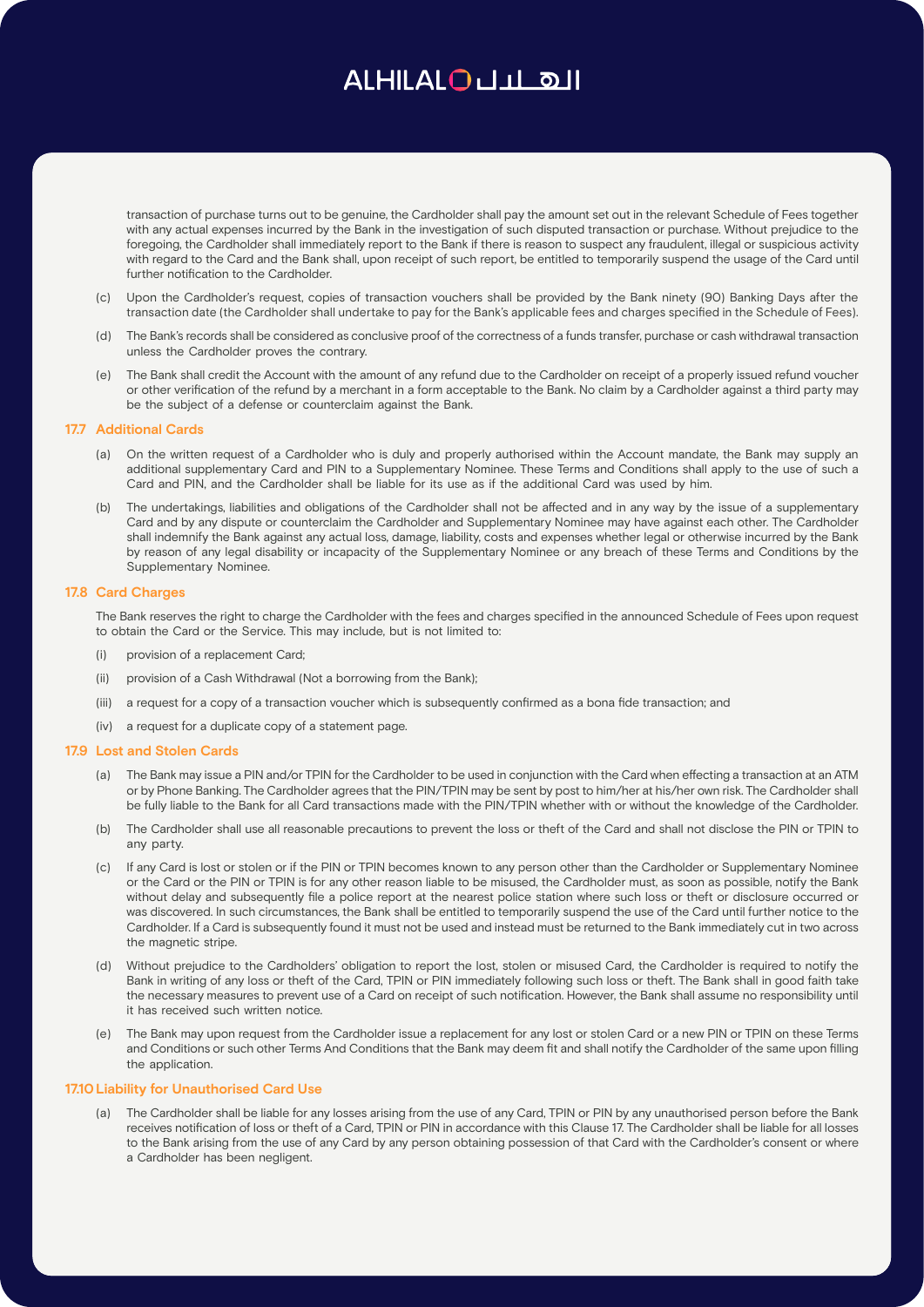transaction of purchase turns out to be genuine, the Cardholder shall pay the amount set out in the relevant Schedule of Fees together with any actual expenses incurred by the Bank in the investigation of such disputed transaction or purchase. Without prejudice to the foregoing, the Cardholder shall immediately report to the Bank if there is reason to suspect any fraudulent, illegal or suspicious activity with regard to the Card and the Bank shall, upon receipt of such report, be entitled to temporarily suspend the usage of the Card until further notification to the Cardholder.

(c) Upon the Cardholder's request, copies of transaction vouchers shall be provided by the Bank ninety (90) Banking Days after the transaction date (the Cardholder shall undertake to pay for the Bank's applicable fees and charges specified in the Schedule of Fees).

(d) The Bank's records shall be considered as conclusive proof of the correctness of a funds transfer, purchase or cash withdrawal transaction unless the Cardholder proves the contrary.

(e) The Bank shall credit the Account with the amount of any refund due to the Cardholder on receipt of a properly issued refund voucher or other verification of the refund by a merchant in a form acceptable to the Bank. No claim by a Cardholder against a third party may be the subject of a defense or counterclaim against the Bank.

### 17.7 Additional Cards

(a) On the written request of a Cardholder who is duly and properly authorised within the Account mandate, the Bank may supply an additional supplementary Card and PIN to a Supplementary Nominee. These Terms and Conditions shall apply to the use of such a Card and PIN, and the Cardholder shall be liable for its use as if the additional Card was used by him.

(b) The undertakings, liabilities and obligations of the Cardholder shall not be affected and in any way by the issue of a supplementary Card and by any dispute or counterclaim the Cardholder and Supplementary Nominee may have against each other. The Cardholder shall indemnify the Bank against any actual loss, damage, liability, costs and expenses whether legal or otherwise incurred by the Bank by reason of any legal disability or incapacity of the Supplementary Nominee or any breach of these Terms and Conditions by the Supplementary Nominee.

### 17.8 Card Charges

The Bank reserves the right to charge the Cardholder with the fees and charges specified in the announced Schedule of Fees upon request to obtain the Card or the Service. This may include, but is not limited to:

(i) provision of a replacement Card;

(ii) provision of a Cash Withdrawal (Not a borrowing from the Bank);

(iii) a request for a copy of a transaction voucher which is subsequently confirmed as a bona fide transaction; and

(iv) a request for a duplicate copy of a statement page.

### 17.9 Lost and Stolen Cards

(a) The Bank may issue a PIN and/or TPIN for the Cardholder to be used in conjunction with the Card when effecting a transaction at an ATM or by Phone Banking. The Cardholder agrees that the PIN/TPIN may be sent by post to him/her at his/her own risk. The Cardholder shall be fully liable to the Bank for all Card transactions made with the PIN/TPIN whether with or without the knowledge of the Cardholder.

(b) The Cardholder shall use all reasonable precautions to prevent the loss or theft of the Card and shall not disclose the PIN or TPIN to any party.

(c) If any Card is lost or stolen or if the PIN or TPIN becomes known to any person other than the Cardholder or Supplementary Nominee or the Card or the PIN or TPIN is for any other reason liable to be misused, the Cardholder must, as soon as possible, notify the Bank without delay and subsequently file a police report at the nearest police station where such loss or theft or disclosure occurred or was discovered. In such circumstances, the Bank shall be entitled to temporarily suspend the use of the Card until further notice to the Cardholder. If a Card is subsequently found it must not be used and instead must be returned to the Bank immediately cut in two across the magnetic stripe.

(d) Without prejudice to the Cardholders' obligation to report the lost, stolen or misused Card, the Cardholder is required to notify the Bank in writing of any loss or theft of the Card, TPIN or PIN immediately following such loss or theft. The Bank shall in good faith take the necessary measures to prevent use of a Card on receipt of such notification. However, the Bank shall assume no responsibility until it has received such written notice.

(e) The Bank may upon request from the Cardholder issue a replacement for any lost or stolen Card or a new PIN or TPIN on these Terms and Conditions or such other Terms And Conditions that the Bank may deem fit and shall notify the Cardholder of the same upon filling the application.

### 17.10 Liability for Unauthorised Card Use

(a) The Cardholder shall be liable for any losses arising from the use of any Card, TPIN or PIN by any unauthorised person before the Bank receives notification of loss or theft of a Card, TPIN or PIN in accordance with this Clause 17. The Cardholder shall be liable for all losses to the Bank arising from the use of any Card by any person obtaining possession of that Card with the Cardholder's consent or where a Cardholder has been negligent.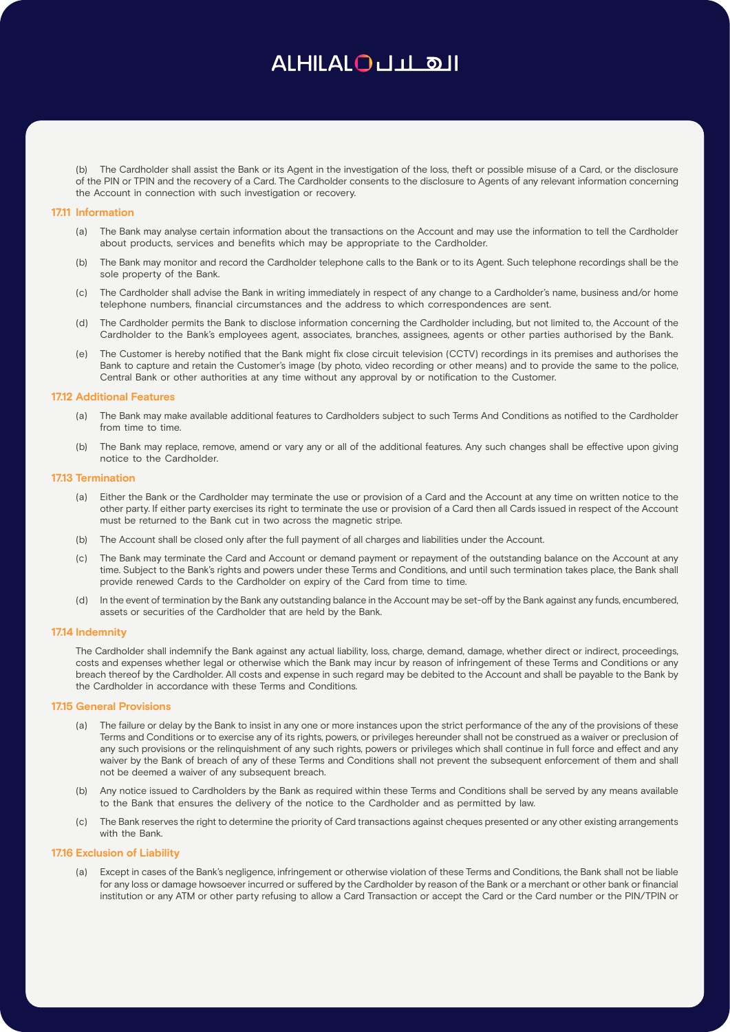(b) The Cardholder shall assist the Bank or its Agent in the investigation of the loss, theft or possible misuse of a Card, or the disclosure of the PIN or TPIN and the recovery of a Card. The Cardholder consents to the disclosure to Agents of any relevant information concerning the Account in connection with such investigation or recovery.

### 17.11 Information

(a) The Bank may analyse certain information about the transactions on the Account and may use the information to tell the Cardholder about products, services and benefits which may be appropriate to the Cardholder.

(b) The Bank may monitor and record the Cardholder telephone calls to the Bank or to its Agent. Such telephone recordings shall be the sole property of the Bank.

(c) The Cardholder shall advise the Bank in writing immediately in respect of any change to a Cardholder's name, business and/or home telephone numbers, financial circumstances and the address to which correspondences are sent.

(d) The Cardholder permits the Bank to disclose information concerning the Cardholder including, but not limited to, the Account of the Cardholder to the Bank's employees agent, associates, branches, assignees, agents or other parties authorised by the Bank.

(e) The Customer is hereby notified that the Bank might fix close circuit television (CCTV) recordings in its premises and authorises the Bank to capture and retain the Customer's image (by photo, video recording or other means) and to provide the same to the police, Central Bank or other authorities at any time without any approval by or notification to the Customer.

### 17.12 Additional Features

(a) The Bank may make available additional features to Cardholders subject to such Terms And Conditions as notified to the Cardholder from time to time.

(b) The Bank may replace, remove, amend or vary any or all of the additional features. Any such changes shall be effective upon giving notice to the Cardholder.

### 17.13 Termination

(a) Either the Bank or the Cardholder may terminate the use or provision of a Card and the Account at any time on written notice to the other party. If either party exercises its right to terminate the use or provision of a Card then all Cards issued in respect of the Account must be returned to the Bank cut in two across the magnetic stripe.

(b) The Account shall be closed only after the full payment of all charges and liabilities under the Account.

(c) The Bank may terminate the Card and Account or demand payment or repayment of the outstanding balance on the Account at any time. Subject to the Bank's rights and powers under these Terms and Conditions, and until such termination takes place, the Bank shall provide renewed Cards to the Cardholder on expiry of the Card from time to time.

(d) In the event of termination by the Bank any outstanding balance in the Account may be set-off by the Bank against any funds, encumbered, assets or securities of the Cardholder that are held by the Bank.

### 17.14 Indemnity

The Cardholder shall indemnify the Bank against any actual liability, loss, charge, demand, damage, whether direct or indirect, proceedings, costs and expenses whether legal or otherwise which the Bank may incur by reason of infringement of these Terms and Conditions or any breach thereof by the Cardholder. All costs and expense in such regard may be debited to the Account and shall be payable to the Bank by the Cardholder in accordance with these Terms and Conditions.

### 17.15 General Provisions

(a) The failure or delay by the Bank to insist in any one or more instances upon the strict performance of the any of the provisions of these Terms and Conditions or to exercise any of its rights, powers, or privileges hereunder shall not be construed as a waiver or preclusion of any such provisions or the relinquishment of any such rights, powers or privileges which shall continue in full force and effect and any waiver by the Bank of breach of any of these Terms and Conditions shall not prevent the subsequent enforcement of them and shall not be deemed a waiver of any subsequent breach.

(b) Any notice issued to Cardholders by the Bank as required within these Terms and Conditions shall be served by any means available to the Bank that ensures the delivery of the notice to the Cardholder and as permitted by law.

(c) The Bank reserves the right to determine the priority of Card transactions against cheques presented or any other existing arrangements with the Bank.

### 17.16 Exclusion of Liability

(a) Except in cases of the Bank's negligence, infringement or otherwise violation of these Terms and Conditions, the Bank shall not be liable for any loss or damage howsoever incurred or suffered by the Cardholder by reason of the Bank or a merchant or other bank or financial institution or any ATM or other party refusing to allow a Card Transaction or accept the Card or the Card number or the PIN/TPIN or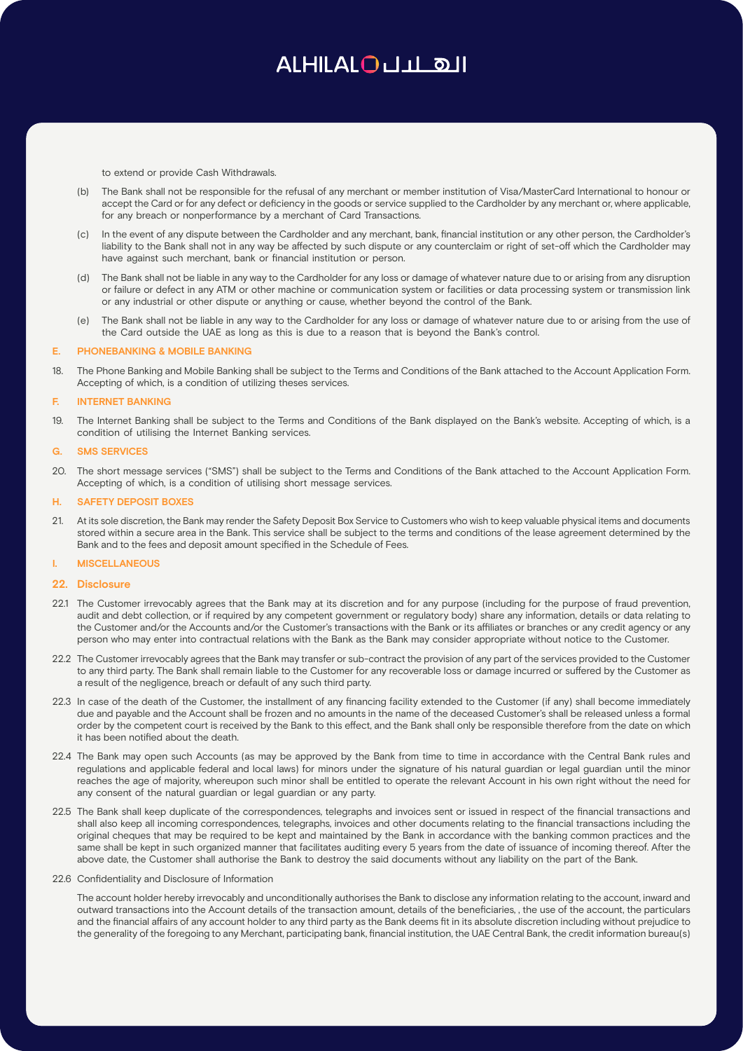to extend or provide Cash Withdrawals.

(b) The Bank shall not be responsible for the refusal of any merchant or member institution of Visa/MasterCard International to honour or accept the Card or for any defect or deficiency in the goods or service supplied to the Cardholder by any merchant or, where applicable, for any breach or nonperformance by a merchant of Card Transactions.

(c) In the event of any dispute between the Cardholder and any merchant, bank, financial institution or any other person, the Cardholder's liability to the Bank shall not in any way be affected by such dispute or any counterclaim or right of set-off which the Cardholder may have against such merchant, bank or financial institution or person.

(d) The Bank shall not be liable in any way to the Cardholder for any loss or damage of whatever nature due to or arising from any disruption or failure or defect in any ATM or other machine or communication system or facilities or data processing system or transmission link or any industrial or other dispute or anything or cause, whether beyond the control of the Bank.

(e) The Bank shall not be liable in any way to the Cardholder for any loss or damage of whatever nature due to or arising from the use of the Card outside the UAE as long as this is due to a reason that is beyond the Bank's control.

### E. PHONEBANKING & MOBILE BANKING

18. The Phone Banking and Mobile Banking shall be subject to the Terms and Conditions of the Bank attached to the Account Application Form. Accepting of which, is a condition of utilizing theses services.

### F. INTERNET BANKING

19. The Internet Banking shall be subject to the Terms and Conditions of the Bank displayed on the Bank's website. Accepting of which, is a condition of utilising the Internet Banking services.

### G. SMS SERVICES

20. The short message services ("SMS") shall be subject to the Terms and Conditions of the Bank attached to the Account Application Form. Accepting of which, is a condition of utilising short message services.

### H. SAFETY DEPOSIT BOXES

21. At its sole discretion, the Bank may render the Safety Deposit Box Service to Customers who wish to keep valuable physical items and documents stored within a secure area in the Bank. This service shall be subject to the terms and conditions of the lease agreement determined by the Bank and to the fees and deposit amount specified in the Schedule of Fees.

### I. MISCELLANEOUS

### 22. Disclosure

22.1 The Customer irrevocably agrees that the Bank may at its discretion and for any purpose (including for the purpose of fraud prevention, audit and debt collection, or if required by any competent government or regulatory body) share any information, details or data relating to the Customer and/or the Accounts and/or the Customer's transactions with the Bank or its affiliates or branches or any credit agency or any person who may enter into contractual relations with the Bank as the Bank may consider appropriate without notice to the Customer.

22.2 The Customer irrevocably agrees that the Bank may transfer or sub-contract the provision of any part of the services provided to the Customer to any third party. The Bank shall remain liable to the Customer for any recoverable loss or damage incurred or suffered by the Customer as a result of the negligence, breach or default of any such third party.

22.3 In case of the death of the Customer, the installment of any financing facility extended to the Customer (if any) shall become immediately due and payable and the Account shall be frozen and no amounts in the name of the deceased Customer's shall be released unless a formal order by the competent court is received by the Bank to this effect, and the Bank shall only be responsible therefore from the date on which it has been notified about the death.

22.4 The Bank may open such Accounts (as may be approved by the Bank from time to time in accordance with the Central Bank rules and regulations and applicable federal and local laws) for minors under the signature of his natural guardian or legal guardian until the minor reaches the age of majority, whereupon such minor shall be entitled to operate the relevant Account in his own right without the need for any consent of the natural guardian or legal guardian or any party.

22.5 The Bank shall keep duplicate of the correspondences, telegraphs and invoices sent or issued in respect of the financial transactions and shall also keep all incoming correspondences, telegraphs, invoices and other documents relating to the financial transactions including the original cheques that may be required to be kept and maintained by the Bank in accordance with the banking common practices and the same shall be kept in such organized manner that facilitates auditing every 5 years from the date of issuance of incoming thereof. After the above date, the Customer shall authorise the Bank to destroy the said documents without any liability on the part of the Bank.

22.6 Confidentiality and Disclosure of Information

The account holder hereby irrevocably and unconditionally authorises the Bank to disclose any information relating to the account, inward and outward transactions into the Account details of the transaction amount, details of the beneficiaries, , the use of the account, the particulars and the financial affairs of any account holder to any third party as the Bank deems fit in its absolute discretion including without prejudice to the generality of the foregoing to any Merchant, participating bank, financial institution, the UAE Central Bank, the credit information bureau(s)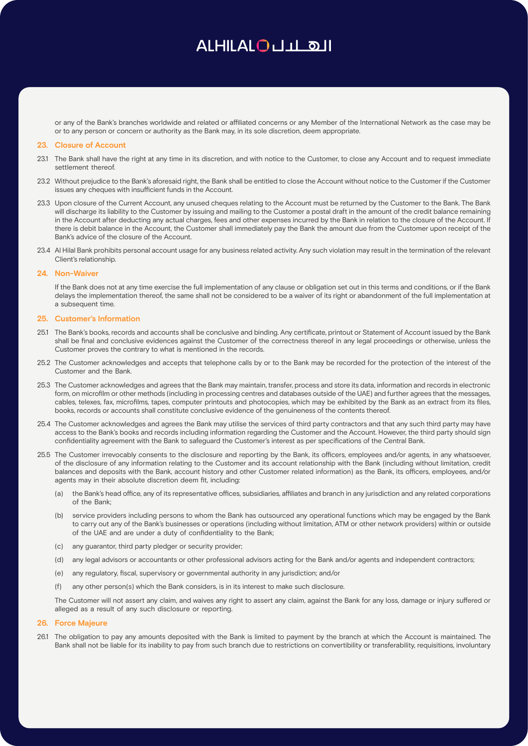or any of the Bank's branches worldwide and related or affiliated concerns or any Member of the International Network as the case may be or to any person or concern or authority as the Bank may, in its sole discretion, deem appropriate.

## 23. Closure of Account

23.1 The Bank shall have the right at any time in its discretion, and with notice to the Customer, to close any Account and to request immediate settlement thereof.

23.2 Without prejudice to the Bank's aforesaid right, the Bank shall be entitled to close the Account without notice to the Customer if the Customer issues any cheques with insufficient funds in the Account.

23.3 Upon closure of the Current Account, any unused cheques relating to the Account must be returned by the Customer to the Bank. The Bank will discharge its liability to the Customer by issuing and mailing to the Customer a postal draft in the amount of the credit balance remaining in the Account after deducting any actual charges, fees and other expenses incurred by the Bank in relation to the closure of the Account. If there is debit balance in the Account, the Customer shall immediately pay the Bank the amount due from the Customer upon receipt of the Bank's advice of the closure of the Account.

23.4 Al Hilal Bank prohibits personal account usage for any business related activity. Any such violation may result in the termination of the relevant Client's relationship.

## 24. Non-Waiver

If the Bank does not at any time exercise the full implementation of any clause or obligation set out in this terms and conditions, or if the Bank delays the implementation thereof, the same shall not be considered to be a waiver of its right or abandonment of the full implementation at a subsequent time.

## 25. Customer's Information

25.1 The Bank's books, records and accounts shall be conclusive and binding. Any certificate, printout or Statement of Account issued by the Bank shall be final and conclusive evidences against the Customer of the correctness thereof in any legal proceedings or otherwise, unless the Customer proves the contrary to what is mentioned in the records.

25.2 The Customer acknowledges and accepts that telephone calls by or to the Bank may be recorded for the protection of the interest of the Customer and the Bank.

25.3 The Customer acknowledges and agrees that the Bank may maintain, transfer, process and store its data, information and records in electronic form, on microfilm or other methods (including in processing centres and databases outside of the UAE) and further agrees that the messages, cables, telexes, fax, microfilms, tapes, computer printouts and photocopies, which may be exhibited by the Bank as an extract from its files, books, records or accounts shall constitute conclusive evidence of the genuineness of the contents thereof.

25.4 The Customer acknowledges and agrees the Bank may utilise the services of third party contractors and that any such third party may have access to the Bank's books and records including information regarding the Customer and the Account. However, the third party should sign confidentiality agreement with the Bank to safeguard the Customer's interest as per specifications of the Central Bank.

25.5 The Customer irrevocably consents to the disclosure and reporting by the Bank, its officers, employees and/or agents, in any whatsoever, of the disclosure of any information relating to the Customer and its account relationship with the Bank (including without limitation, credit balances and deposits with the Bank, account history and other Customer related information) as the Bank, its officers, employees, and/or agents may in their absolute discretion deem fit, including:

(a) the Bank's head office, any of its representative offices, subsidiaries, affiliates and branch in any jurisdiction and any related corporations of the Bank;

(b) service providers including persons to whom the Bank has outsourced any operational functions which may be engaged by the Bank to carry out any of the Bank's businesses or operations (including without limitation, ATM or other network providers) within or outside of the UAE and are under a duty of confidentiality to the Bank;

(c) any guarantor, third party pledger or security provider;

(d) any legal advisors or accountants or other professional advisors acting for the Bank and/or agents and independent contractors;

(e) any regulatory, fiscal, supervisory or governmental authority in any jurisdiction; and/or

(f) any other person(s) which the Bank considers, is in its interest to make such disclosure.

The Customer will not assert any claim, and waives any right to assert any claim, against the Bank for any loss, damage or injury suffered or alleged as a result of any such disclosure or reporting.

## 26. Force Majeure

26.1 The obligation to pay any amounts deposited with the Bank is limited to payment by the branch at which the Account is maintained. The Bank shall not be liable for its inability to pay from such branch due to restrictions on convertibility or transferability, requisitions, involuntary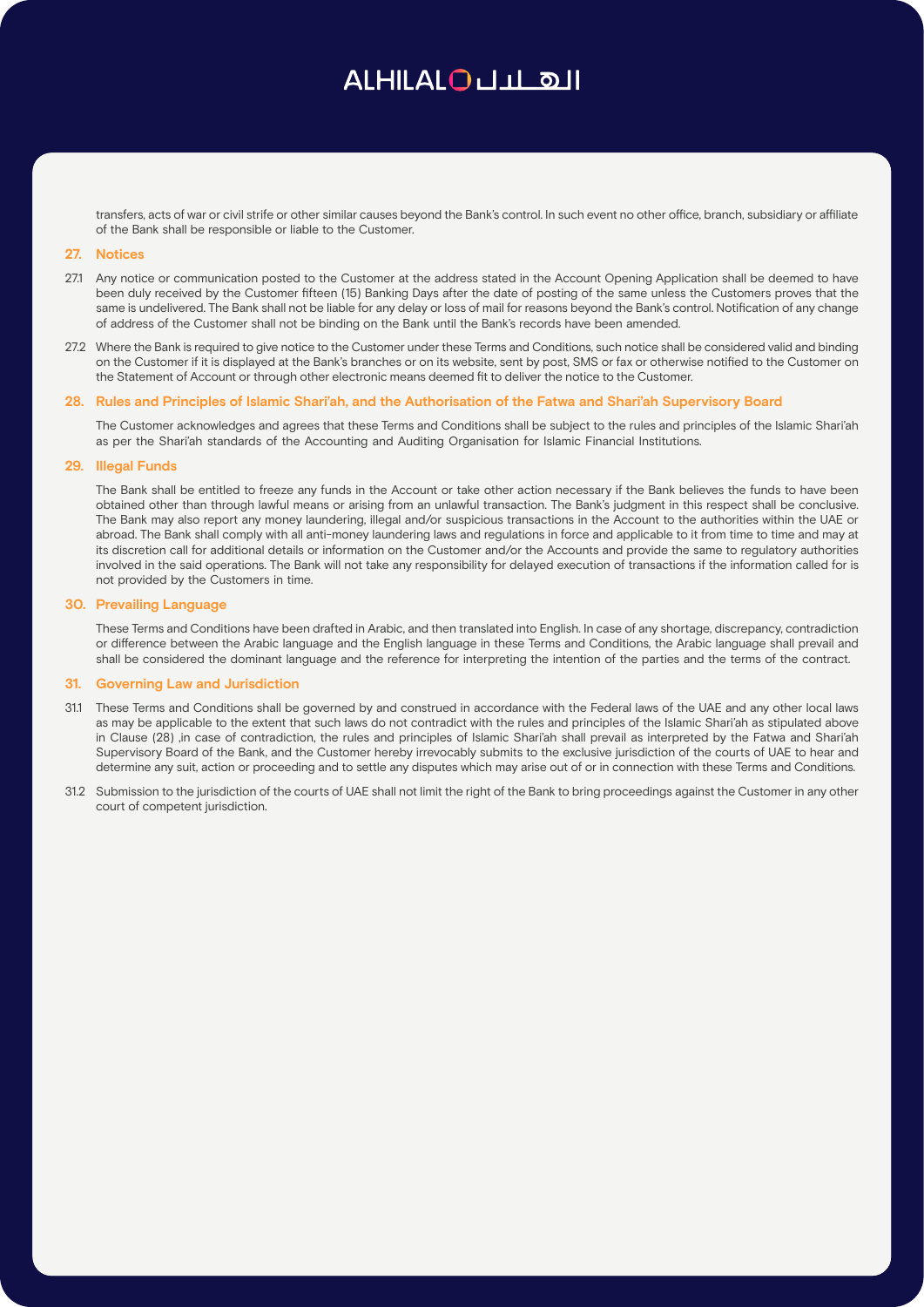transfers, acts of war or civil strife or other similar causes beyond the Bank's control. In such event no other office, branch, subsidiary or affiliate of the Bank shall be responsible or liable to the Customer.

## 27. Notices

27.1 Any notice or communication posted to the Customer at the address stated in the Account Opening Application shall be deemed to have been duly received by the Customer fifteen (15) Banking Days after the date of posting of the same unless the Customers proves that the same is undelivered. The Bank shall not be liable for any delay or loss of mail for reasons beyond the Bank's control. Notification of any change of address of the Customer shall not be binding on the Bank until the Bank's records have been amended.

27.2 Where the Bank is required to give notice to the Customer under these Terms and Conditions, such notice shall be considered valid and binding on the Customer if it is displayed at the Bank's branches or on its website, sent by post, SMS or fax or otherwise notified to the Customer on the Statement of Account or through other electronic means deemed fit to deliver the notice to the Customer.

## 28. Rules and Principles of Islamic Shari'ah, and the Authorisation of the Fatwa and Shari'ah Supervisory Board

The Customer acknowledges and agrees that these Terms and Conditions shall be subject to the rules and principles of the Islamic Shari'ah as per the Shari'ah standards of the Accounting and Auditing Organisation for Islamic Financial Institutions.

## 29. Illegal Funds

The Bank shall be entitled to freeze any funds in the Account or take other action necessary if the Bank believes the funds to have been obtained other than through lawful means or arising from an unlawful transaction. The Bank's judgment in this respect shall be conclusive. The Bank may also report any money laundering, illegal and/or suspicious transactions in the Account to the authorities within the UAE or abroad. The Bank shall comply with all anti-money laundering laws and regulations in force and applicable to it from time to time and may at its discretion call for additional details or information on the Customer and/or the Accounts and provide the same to regulatory authorities involved in the said operations. The Bank will not take any responsibility for delayed execution of transactions if the information called for is not provided by the Customers in time.

## 30. Prevailing Language

These Terms and Conditions have been drafted in Arabic, and then translated into English. In case of any shortage, discrepancy, contradiction or difference between the Arabic language and the English language in these Terms and Conditions, the Arabic language shall prevail and shall be considered the dominant language and the reference for interpreting the intention of the parties and the terms of the contract.

## 31. Governing Law and Jurisdiction

31.1 These Terms and Conditions shall be governed by and construed in accordance with the Federal laws of the UAE and any other local laws as may be applicable to the extent that such laws do not contradict with the rules and principles of the Islamic Shari'ah as stipulated above in Clause (28) ,in case of contradiction, the rules and principles of Islamic Shari'ah shall prevail as interpreted by the Fatwa and Shari'ah Supervisory Board of the Bank, and the Customer hereby irrevocably submits to the exclusive jurisdiction of the courts of UAE to hear and determine any suit, action or proceeding and to settle any disputes which may arise out of or in connection with these Terms and Conditions.

31.2 Submission to the jurisdiction of the courts of UAE shall not limit the right of the Bank to bring proceedings against the Customer in any other court of competent jurisdiction.